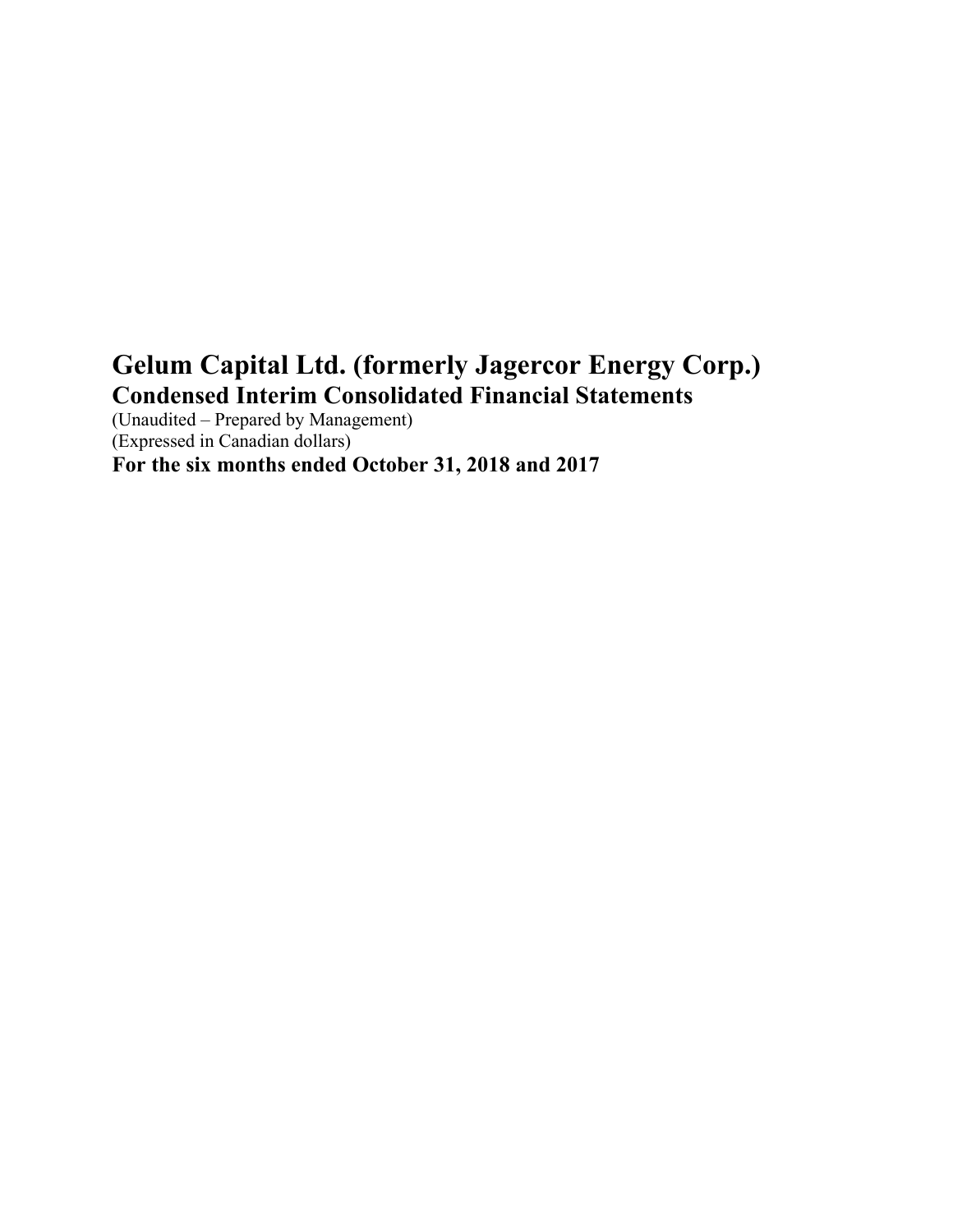# Gelum Capital Ltd. (formerly Jagercor Energy Corp.)

## Condensed Interim Consolidated Financial Statements

(Unaudited – Prepared by Management)
(Expressed in Canadian dollars)

**For the six months ended October 31, 2018 and 2017**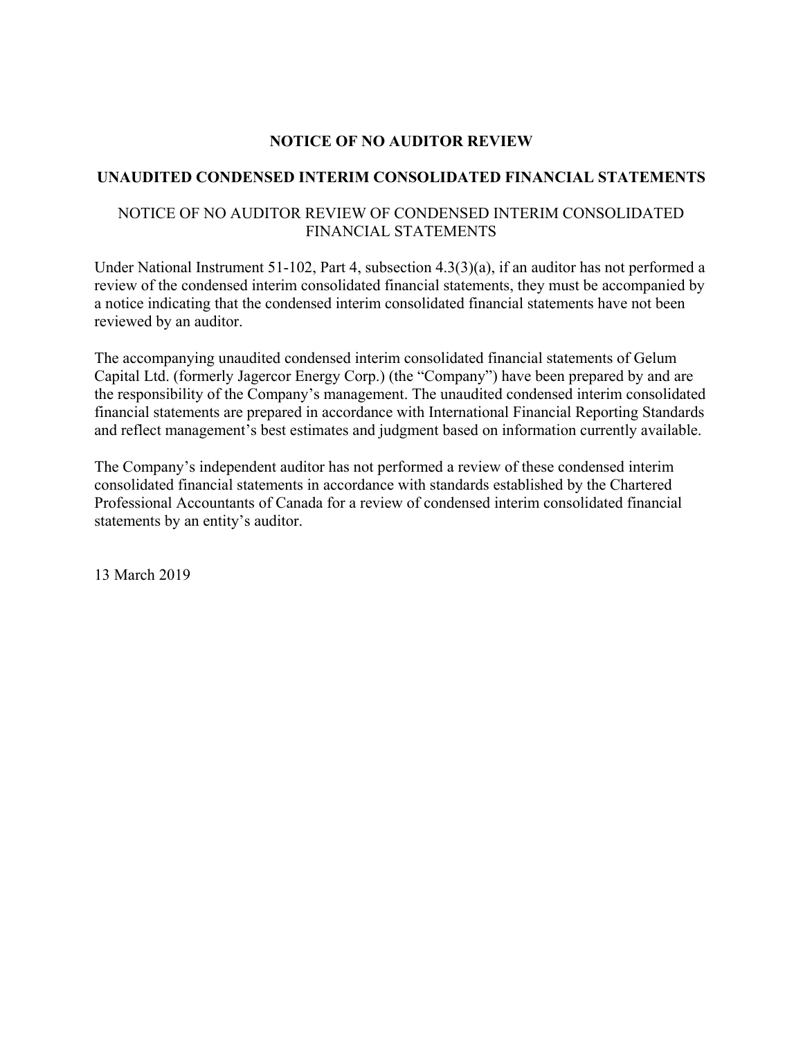# NOTICE OF NO AUDITOR REVIEW

## UNAUDITED CONDENSED INTERIM CONSOLIDATED FINANCIAL STATEMENTS

NOTICE OF NO AUDITOR REVIEW OF CONDENSED INTERIM CONSOLIDATED FINANCIAL STATEMENTS

Under National Instrument 51-102, Part 4, subsection 4.3(3)(a), if an auditor has not performed a review of the condensed interim consolidated financial statements, they must be accompanied by a notice indicating that the condensed interim consolidated financial statements have not been reviewed by an auditor.

The accompanying unaudited condensed interim consolidated financial statements of Gelum Capital Ltd. (formerly Jagercor Energy Corp.) (the "Company") have been prepared by and are the responsibility of the Company's management. The unaudited condensed interim consolidated financial statements are prepared in accordance with International Financial Reporting Standards and reflect management's best estimates and judgment based on information currently available.

The Company's independent auditor has not performed a review of these condensed interim consolidated financial statements in accordance with standards established by the Chartered Professional Accountants of Canada for a review of condensed interim consolidated financial statements by an entity's auditor.

13 March 2019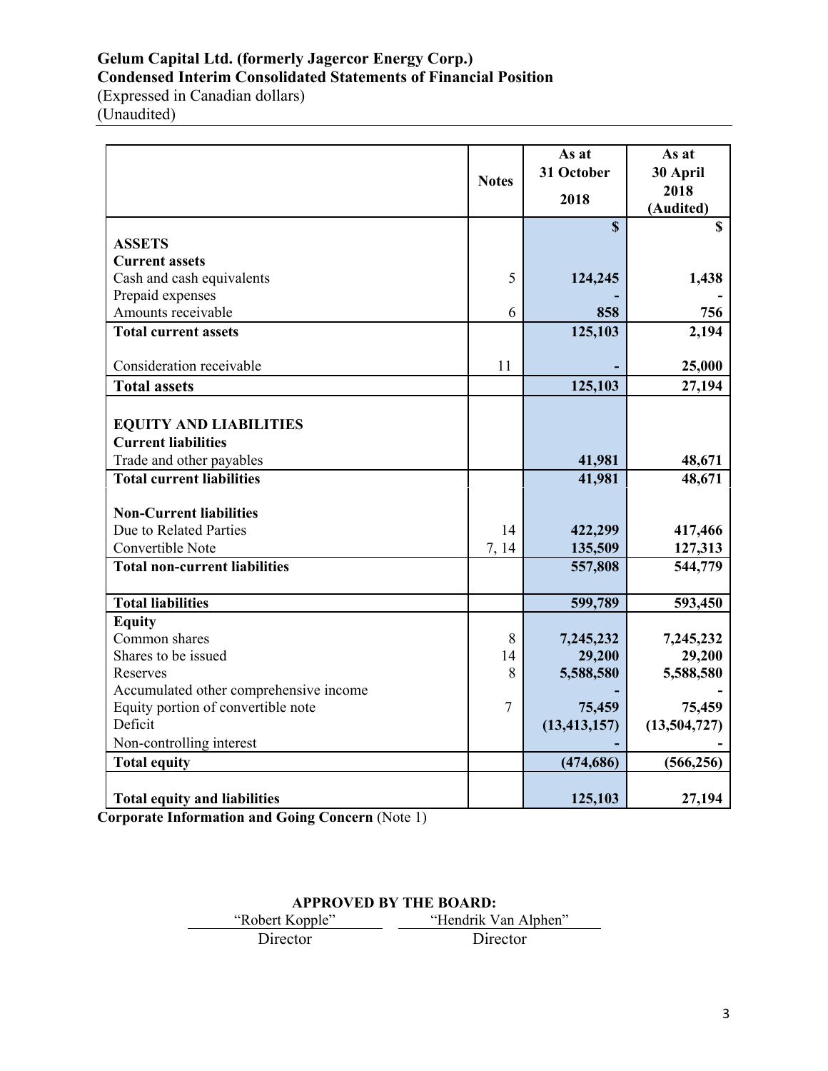**Gelum Capital Ltd. (formerly Jagercor Energy Corp.)**
**Condensed Interim Consolidated Statements of Financial Position**
(Expressed in Canadian dollars)
(Unaudited)

| | Notes | As at 31 October 2018 | As at 30 April 2018 (Audited) |
|---|---|---|---|
| | | $ | $ |
| **ASSETS** | | | |
| **Current assets** | | | |
| Cash and cash equivalents | 5 | 124,245 | 1,438 |
| Prepaid expenses | | - | - |
| Amounts receivable | 6 | 858 | 756 |
| **Total current assets** | | 125,103 | 2,194 |
| Consideration receivable | 11 | - | 25,000 |
| **Total assets** | | 125,103 | 27,194 |
| **EQUITY AND LIABILITIES** | | | |
| **Current liabilities** | | | |
| Trade and other payables | | 41,981 | 48,671 |
| **Total current liabilities** | | 41,981 | 48,671 |
| **Non-Current liabilities** | | | |
| Due to Related Parties | 14 | 422,299 | 417,466 |
| Convertible Note | 7, 14 | 135,509 | 127,313 |
| **Total non-current liabilities** | | 557,808 | 544,779 |
| **Total liabilities** | | 599,789 | 593,450 |
| **Equity** | | | |
| Common shares | 8 | 7,245,232 | 7,245,232 |
| Shares to be issued | 14 | 29,200 | 29,200 |
| Reserves | 8 | 5,588,580 | 5,588,580 |
| Accumulated other comprehensive income | | - | - |
| Equity portion of convertible note | 7 | 75,459 | 75,459 |
| Deficit | | (13,413,157) | (13,504,727) |
| Non-controlling interest | | - | - |
| **Total equity** | | (474,686) | (566,256) |
| **Total equity and liabilities** | | 125,103 | 27,194 |

**Corporate Information and Going Concern** (Note 1)

**APPROVED BY THE BOARD:**

| "Robert Kopple" | "Hendrik Van Alphen" |
|---|---|
| Director | Director |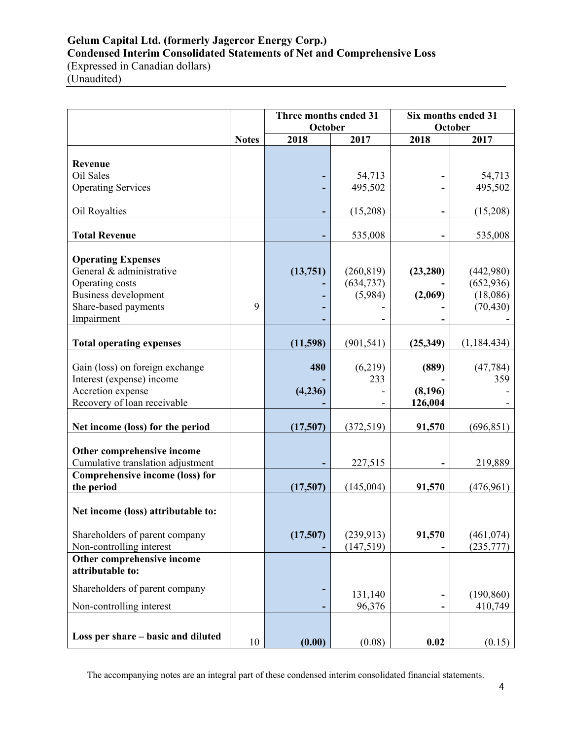**Gelum Capital Ltd. (formerly Jagercor Energy Corp.)**
**Condensed Interim Consolidated Statements of Net and Comprehensive Loss**
(Expressed in Canadian dollars)
(Unaudited)

| | Notes | Three months ended 31 October | | Six months ended 31 October | |
|---|---|---|---|---|---|
| | | 2018 | 2017 | 2018 | 2017 |
| **Revenue** | | | | | |
| Oil Sales | | - | 54,713 | - | 54,713 |
| Operating Services | | - | 495,502 | - | 495,502 |
| Oil Royalties | | - | (15,208) | - | (15,208) |
| **Total Revenue** | | - | 535,008 | - | 535,008 |
| **Operating Expenses** | | | | | |
| General & administrative | | **(13,751)** | (260,819) | **(23,280)** | (442,980) |
| Operating costs | | - | (634,737) | - | (652,936) |
| Business development | | - | (5,984) | **(2,069)** | (18,086) |
| Share-based payments | 9 | - | - | - | (70,430) |
| Impairment | | - | - | - | - |
| **Total operating expenses** | | **(11,598)** | (901,541) | **(25,349)** | (1,184,434) |
| Gain (loss) on foreign exchange | | **480** | (6,219) | **(889)** | (47,784) |
| Interest (expense) income | | - | 233 | - | 359 |
| Accretion expense | | **(4,236)** | - | **(8,196)** | - |
| Recovery of loan receivable | | - | - | **126,004** | - |
| **Net income (loss) for the period** | | **(17,507)** | (372,519) | **91,570** | (696,851) |
| **Other comprehensive income** | | | | | |
| Cumulative translation adjustment | | - | 227,515 | - | 219,889 |
| **Comprehensive income (loss) for the period** | | **(17,507)** | (145,004) | **91,570** | (476,961) |
| **Net income (loss) attributable to:** | | | | | |
| Shareholders of parent company | | **(17,507)** | (239,913) | **91,570** | (461,074) |
| Non-controlling interest | | - | (147,519) | - | (235,777) |
| **Other comprehensive income attributable to:** | | | | | |
| Shareholders of parent company | | - | 131,140 | - | (190,860) |
| Non-controlling interest | | - | 96,376 | - | 410,749 |
| **Loss per share – basic and diluted** | 10 | **(0.00)** | (0.08) | **0.02** | (0.15) |

The accompanying notes are an integral part of these condensed interim consolidated financial statements.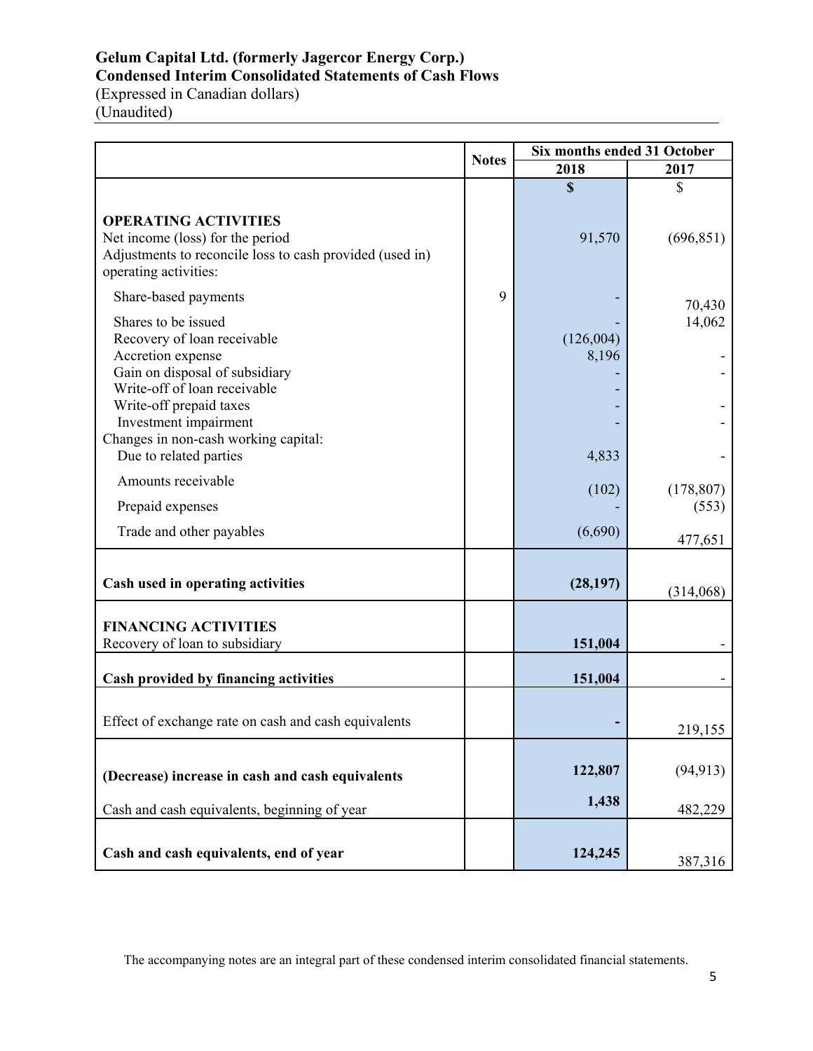**Gelum Capital Ltd. (formerly Jagercor Energy Corp.)**
**Condensed Interim Consolidated Statements of Cash Flows**
(Expressed in Canadian dollars)
(Unaudited)

| | Notes | Six months ended 31 October | |
|---|---|---|---|
| | | 2018 | 2017 |
| | | **$** | $ |
| **OPERATING ACTIVITIES** | | | |
| Net income (loss) for the period | | 91,570 | (696,851) |
| Adjustments to reconcile loss to cash provided (used in) operating activities: | | | |
| Share-based payments | 9 | - | 70,430 |
| Shares to be issued | | - | 14,062 |
| Recovery of loan receivable | | (126,004) | |
| Accretion expense | | 8,196 | - |
| Gain on disposal of subsidiary | | - | - |
| Write-off of loan receivable | | - | |
| Write-off prepaid taxes | | - | - |
| Investment impairment | | - | - |
| Changes in non-cash working capital: | | | |
| Due to related parties | | 4,833 | - |
| Amounts receivable | | (102) | (178,807) |
| Prepaid expenses | | - | (553) |
| Trade and other payables | | (6,690) | 477,651 |
| **Cash used in operating activities** | | **(28,197)** | (314,068) |
| **FINANCING ACTIVITIES** | | | |
| Recovery of loan to subsidiary | | **151,004** | - |
| **Cash provided by financing activities** | | **151,004** | - |
| Effect of exchange rate on cash and cash equivalents | | **-** | 219,155 |
| **(Decrease) increase in cash and cash equivalents** | | **122,807** | (94,913) |
| Cash and cash equivalents, beginning of year | | **1,438** | 482,229 |
| **Cash and cash equivalents, end of year** | | **124,245** | 387,316 |

The accompanying notes are an integral part of these condensed interim consolidated financial statements.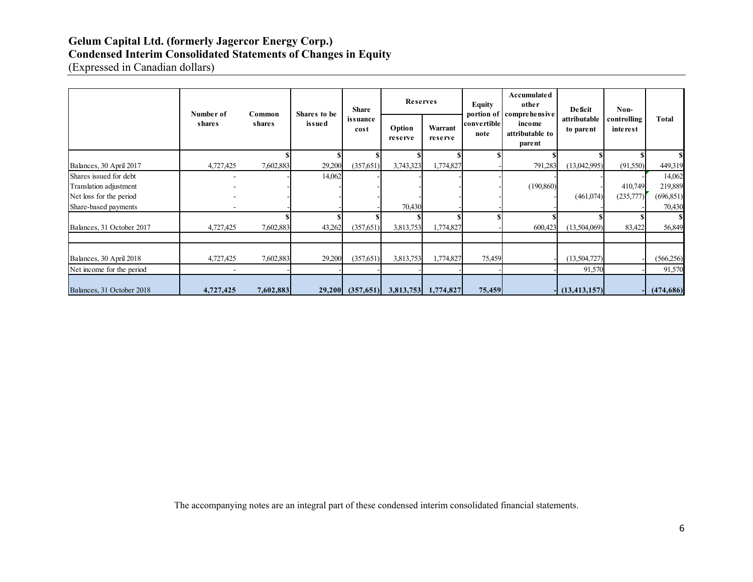# Gelum Capital Ltd. (formerly Jagercor Energy Corp.)
## Condensed Interim Consolidated Statements of Changes in Equity
(Expressed in Canadian dollars)

| | Number of shares | Common shares | Shares to be issued | Share issuance cost | Reserves | | Equity portion of convertible note | Accumulated other comprehensive income attributable to parent | Deficit attributable to parent | Non-controlling interest | Total |
|---|---|---|---|---|---|---|---|---|---|---|---|
| | | | | | Option reserve | Warrant reserve | | | | | |
| | | $ | $ | $ | $ | $ | $ | $ | $ | $ | $ |
| Balances, 30 April 2017 | 4,727,425 | 7,602,883 | 29,200 | (357,651) | 3,743,323 | 1,774,827 | - | 791,283 | (13,042,995) | (91,550) | 449,319 |
| Shares issued for debt | - | - | 14,062 | - | - | - | - | - | - | - | 14,062 |
| Translation adjustment | - | - | - | - | - | - | - | (190,860) | - | 410,749 | 219,889 |
| Net loss for the period | - | - | - | - | - | - | - | - | (461,074) | (235,777) | (696,851) |
| Share-based payments | - | - | - | - | 70,430 | - | - | - | - | - | 70,430 |
| | | $ | $ | $ | $ | $ | $ | $ | $ | $ | $ |
| Balances, 31 October 2017 | 4,727,425 | 7,602,883 | 43,262 | (357,651) | 3,813,753 | 1,774,827 | - | 600,423 | (13,504,069) | 83,422 | 56,849 |
| | | | | | | | | | | | |
| Balances, 30 April 2018 | 4,727,425 | 7,602,883 | 29,200 | (357,651) | 3,813,753 | 1,774,827 | 75,459 | - | (13,504,727) | - | (566,256) |
| Net income for the period | - | - | - | - | - | - | - | - | 91,570 | - | 91,570 |
| **Balances, 31 October 2018** | **4,727,425** | **7,602,883** | **29,200** | **(357,651)** | **3,813,753** | **1,774,827** | **75,459** | **-** | **(13,413,157)** | **-** | **(474,686)** |

The accompanying notes are an integral part of these condensed interim consolidated financial statements.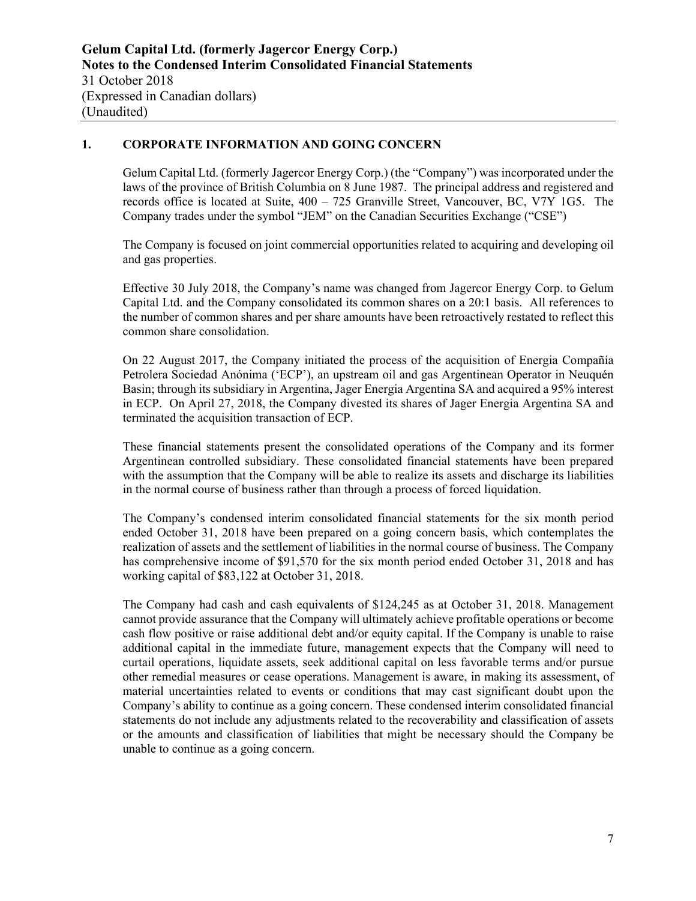# 1. CORPORATE INFORMATION AND GOING CONCERN

Gelum Capital Ltd. (formerly Jagercor Energy Corp.) (the "Company") was incorporated under the laws of the province of British Columbia on 8 June 1987. The principal address and registered and records office is located at Suite, 400 – 725 Granville Street, Vancouver, BC, V7Y 1G5. The Company trades under the symbol "JEM" on the Canadian Securities Exchange ("CSE")

The Company is focused on joint commercial opportunities related to acquiring and developing oil and gas properties.

Effective 30 July 2018, the Company's name was changed from Jagercor Energy Corp. to Gelum Capital Ltd. and the Company consolidated its common shares on a 20:1 basis. All references to the number of common shares and per share amounts have been retroactively restated to reflect this common share consolidation.

On 22 August 2017, the Company initiated the process of the acquisition of Energia Compañía Petrolera Sociedad Anónima ('ECP'), an upstream oil and gas Argentinean Operator in Neuquén Basin; through its subsidiary in Argentina, Jager Energia Argentina SA and acquired a 95% interest in ECP. On April 27, 2018, the Company divested its shares of Jager Energia Argentina SA and terminated the acquisition transaction of ECP.

These financial statements present the consolidated operations of the Company and its former Argentinean controlled subsidiary. These consolidated financial statements have been prepared with the assumption that the Company will be able to realize its assets and discharge its liabilities in the normal course of business rather than through a process of forced liquidation.

The Company's condensed interim consolidated financial statements for the six month period ended October 31, 2018 have been prepared on a going concern basis, which contemplates the realization of assets and the settlement of liabilities in the normal course of business. The Company has comprehensive income of $91,570 for the six month period ended October 31, 2018 and has working capital of $83,122 at October 31, 2018.

The Company had cash and cash equivalents of $124,245 as at October 31, 2018. Management cannot provide assurance that the Company will ultimately achieve profitable operations or become cash flow positive or raise additional debt and/or equity capital. If the Company is unable to raise additional capital in the immediate future, management expects that the Company will need to curtail operations, liquidate assets, seek additional capital on less favorable terms and/or pursue other remedial measures or cease operations. Management is aware, in making its assessment, of material uncertainties related to events or conditions that may cast significant doubt upon the Company's ability to continue as a going concern. These condensed interim consolidated financial statements do not include any adjustments related to the recoverability and classification of assets or the amounts and classification of liabilities that might be necessary should the Company be unable to continue as a going concern.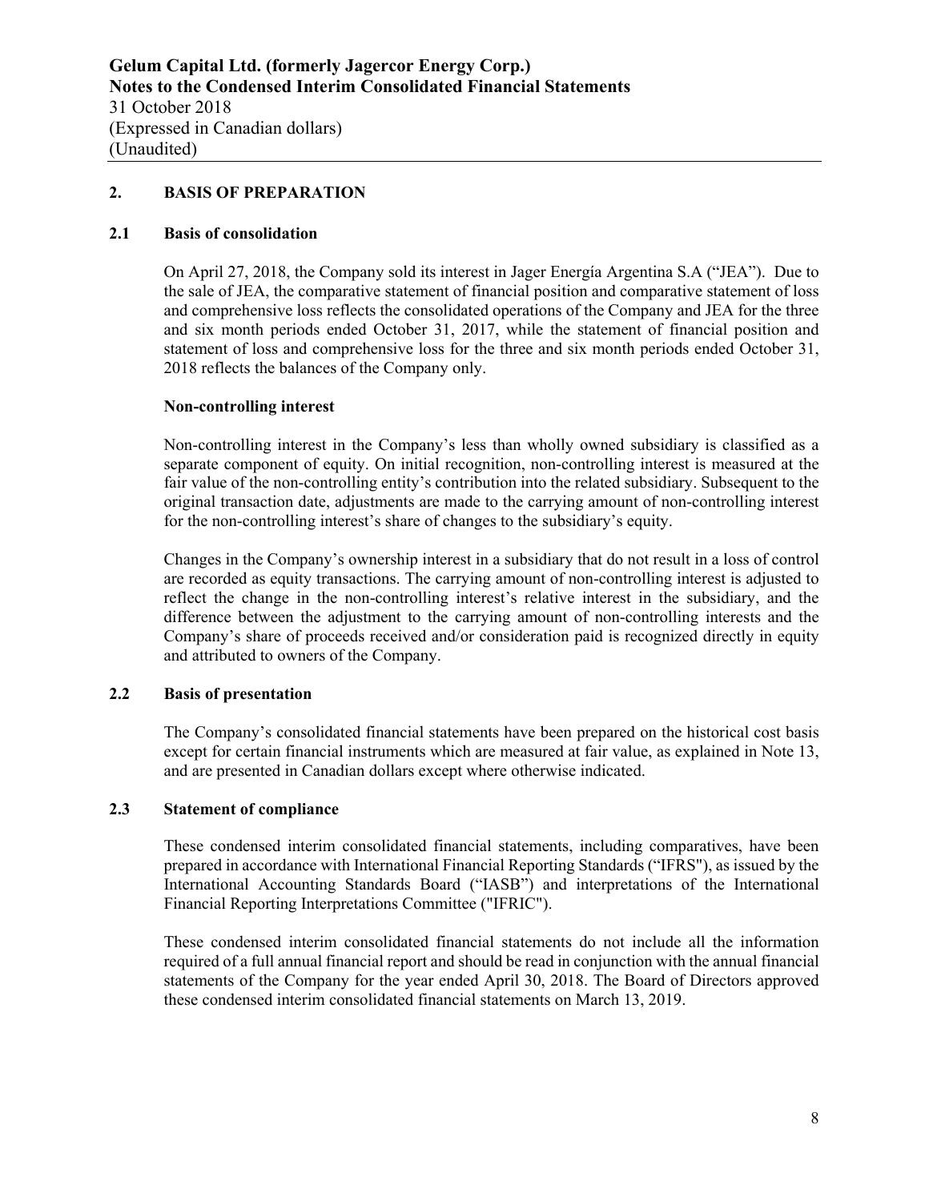## 2. BASIS OF PREPARATION

### 2.1 Basis of consolidation

On April 27, 2018, the Company sold its interest in Jager Energía Argentina S.A ("JEA"). Due to the sale of JEA, the comparative statement of financial position and comparative statement of loss and comprehensive loss reflects the consolidated operations of the Company and JEA for the three and six month periods ended October 31, 2017, while the statement of financial position and statement of loss and comprehensive loss for the three and six month periods ended October 31, 2018 reflects the balances of the Company only.

**Non-controlling interest**

Non-controlling interest in the Company's less than wholly owned subsidiary is classified as a separate component of equity. On initial recognition, non-controlling interest is measured at the fair value of the non-controlling entity's contribution into the related subsidiary. Subsequent to the original transaction date, adjustments are made to the carrying amount of non-controlling interest for the non-controlling interest's share of changes to the subsidiary's equity.

Changes in the Company's ownership interest in a subsidiary that do not result in a loss of control are recorded as equity transactions. The carrying amount of non-controlling interest is adjusted to reflect the change in the non-controlling interest's relative interest in the subsidiary, and the difference between the adjustment to the carrying amount of non-controlling interests and the Company's share of proceeds received and/or consideration paid is recognized directly in equity and attributed to owners of the Company.

### 2.2 Basis of presentation

The Company's consolidated financial statements have been prepared on the historical cost basis except for certain financial instruments which are measured at fair value, as explained in Note 13, and are presented in Canadian dollars except where otherwise indicated.

### 2.3 Statement of compliance

These condensed interim consolidated financial statements, including comparatives, have been prepared in accordance with International Financial Reporting Standards ("IFRS"), as issued by the International Accounting Standards Board ("IASB") and interpretations of the International Financial Reporting Interpretations Committee ("IFRIC").

These condensed interim consolidated financial statements do not include all the information required of a full annual financial report and should be read in conjunction with the annual financial statements of the Company for the year ended April 30, 2018. The Board of Directors approved these condensed interim consolidated financial statements on March 13, 2019.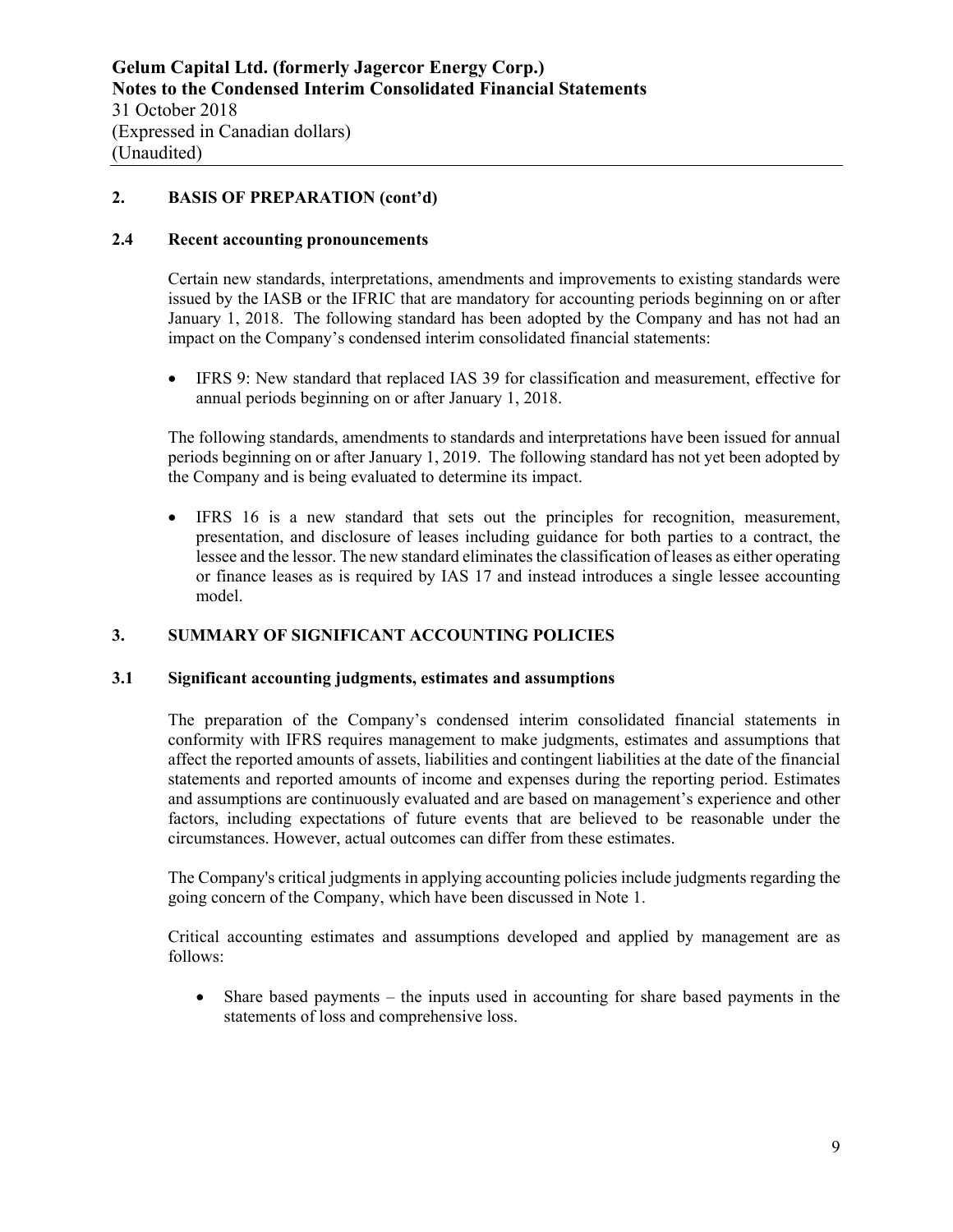## 2. BASIS OF PREPARATION (cont'd)

### 2.4 Recent accounting pronouncements

Certain new standards, interpretations, amendments and improvements to existing standards were issued by the IASB or the IFRIC that are mandatory for accounting periods beginning on or after January 1, 2018. The following standard has been adopted by the Company and has not had an impact on the Company's condensed interim consolidated financial statements:

- IFRS 9: New standard that replaced IAS 39 for classification and measurement, effective for annual periods beginning on or after January 1, 2018.

The following standards, amendments to standards and interpretations have been issued for annual periods beginning on or after January 1, 2019. The following standard has not yet been adopted by the Company and is being evaluated to determine its impact.

- IFRS 16 is a new standard that sets out the principles for recognition, measurement, presentation, and disclosure of leases including guidance for both parties to a contract, the lessee and the lessor. The new standard eliminates the classification of leases as either operating or finance leases as is required by IAS 17 and instead introduces a single lessee accounting model.

## 3. SUMMARY OF SIGNIFICANT ACCOUNTING POLICIES

### 3.1 Significant accounting judgments, estimates and assumptions

The preparation of the Company's condensed interim consolidated financial statements in conformity with IFRS requires management to make judgments, estimates and assumptions that affect the reported amounts of assets, liabilities and contingent liabilities at the date of the financial statements and reported amounts of income and expenses during the reporting period. Estimates and assumptions are continuously evaluated and are based on management's experience and other factors, including expectations of future events that are believed to be reasonable under the circumstances. However, actual outcomes can differ from these estimates.

The Company's critical judgments in applying accounting policies include judgments regarding the going concern of the Company, which have been discussed in Note 1.

Critical accounting estimates and assumptions developed and applied by management are as follows:

- Share based payments – the inputs used in accounting for share based payments in the statements of loss and comprehensive loss.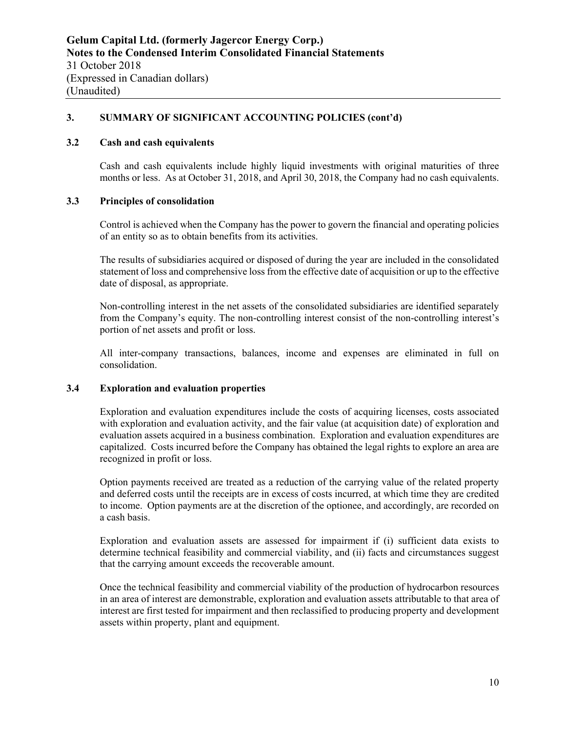## 3. SUMMARY OF SIGNIFICANT ACCOUNTING POLICIES (cont'd)

### 3.2 Cash and cash equivalents

Cash and cash equivalents include highly liquid investments with original maturities of three months or less. As at October 31, 2018, and April 30, 2018, the Company had no cash equivalents.

### 3.3 Principles of consolidation

Control is achieved when the Company has the power to govern the financial and operating policies of an entity so as to obtain benefits from its activities.

The results of subsidiaries acquired or disposed of during the year are included in the consolidated statement of loss and comprehensive loss from the effective date of acquisition or up to the effective date of disposal, as appropriate.

Non-controlling interest in the net assets of the consolidated subsidiaries are identified separately from the Company's equity. The non-controlling interest consist of the non-controlling interest's portion of net assets and profit or loss.

All inter-company transactions, balances, income and expenses are eliminated in full on consolidation.

### 3.4 Exploration and evaluation properties

Exploration and evaluation expenditures include the costs of acquiring licenses, costs associated with exploration and evaluation activity, and the fair value (at acquisition date) of exploration and evaluation assets acquired in a business combination. Exploration and evaluation expenditures are capitalized. Costs incurred before the Company has obtained the legal rights to explore an area are recognized in profit or loss.

Option payments received are treated as a reduction of the carrying value of the related property and deferred costs until the receipts are in excess of costs incurred, at which time they are credited to income. Option payments are at the discretion of the optionee, and accordingly, are recorded on a cash basis.

Exploration and evaluation assets are assessed for impairment if (i) sufficient data exists to determine technical feasibility and commercial viability, and (ii) facts and circumstances suggest that the carrying amount exceeds the recoverable amount.

Once the technical feasibility and commercial viability of the production of hydrocarbon resources in an area of interest are demonstrable, exploration and evaluation assets attributable to that area of interest are first tested for impairment and then reclassified to producing property and development assets within property, plant and equipment.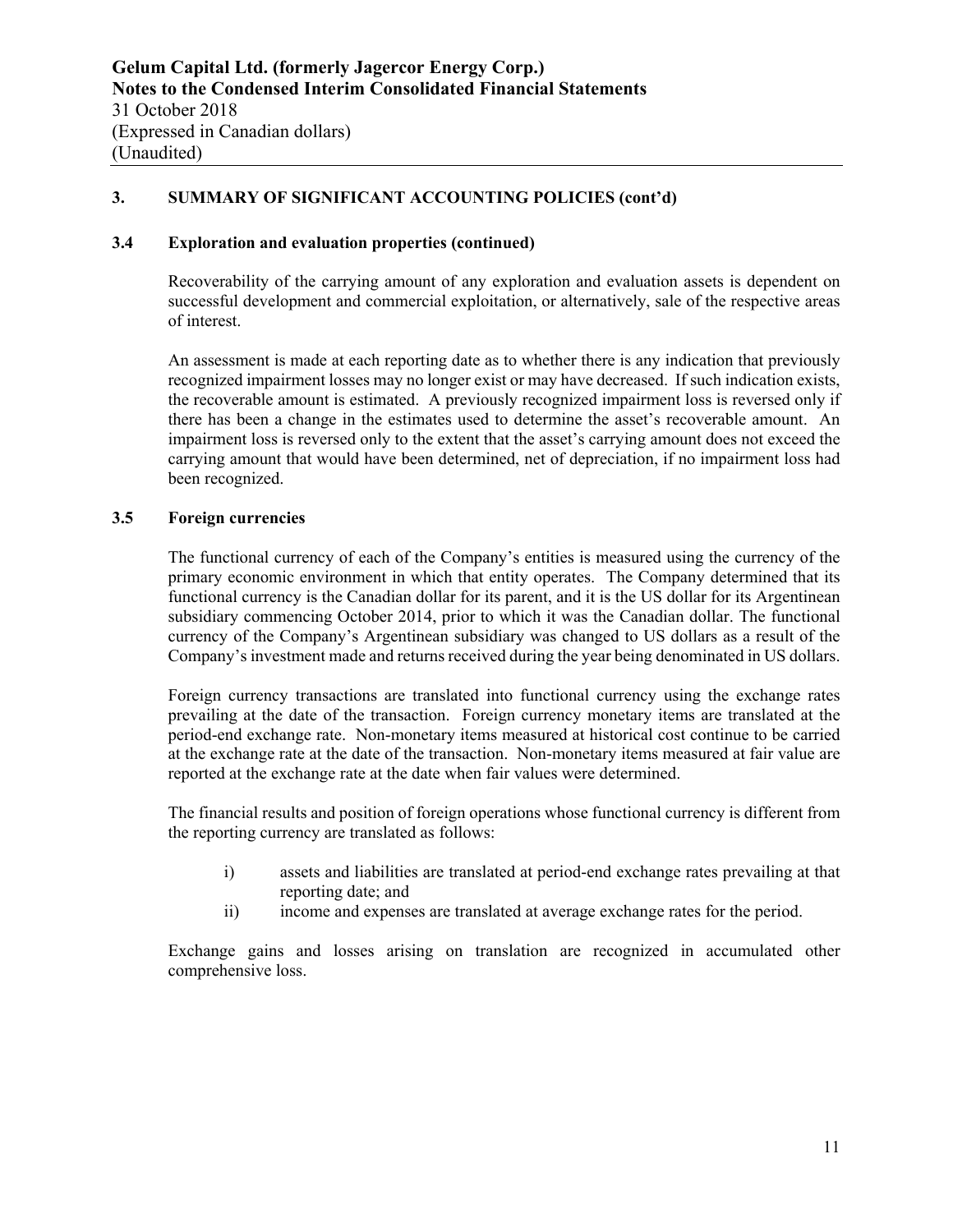## 3. SUMMARY OF SIGNIFICANT ACCOUNTING POLICIES (cont'd)

### 3.4 Exploration and evaluation properties (continued)

Recoverability of the carrying amount of any exploration and evaluation assets is dependent on successful development and commercial exploitation, or alternatively, sale of the respective areas of interest.

An assessment is made at each reporting date as to whether there is any indication that previously recognized impairment losses may no longer exist or may have decreased. If such indication exists, the recoverable amount is estimated. A previously recognized impairment loss is reversed only if there has been a change in the estimates used to determine the asset's recoverable amount. An impairment loss is reversed only to the extent that the asset's carrying amount does not exceed the carrying amount that would have been determined, net of depreciation, if no impairment loss had been recognized.

### 3.5 Foreign currencies

The functional currency of each of the Company's entities is measured using the currency of the primary economic environment in which that entity operates. The Company determined that its functional currency is the Canadian dollar for its parent, and it is the US dollar for its Argentinean subsidiary commencing October 2014, prior to which it was the Canadian dollar. The functional currency of the Company's Argentinean subsidiary was changed to US dollars as a result of the Company's investment made and returns received during the year being denominated in US dollars.

Foreign currency transactions are translated into functional currency using the exchange rates prevailing at the date of the transaction. Foreign currency monetary items are translated at the period-end exchange rate. Non-monetary items measured at historical cost continue to be carried at the exchange rate at the date of the transaction. Non-monetary items measured at fair value are reported at the exchange rate at the date when fair values were determined.

The financial results and position of foreign operations whose functional currency is different from the reporting currency are translated as follows:

i) assets and liabilities are translated at period-end exchange rates prevailing at that reporting date; and
ii) income and expenses are translated at average exchange rates for the period.

Exchange gains and losses arising on translation are recognized in accumulated other comprehensive loss.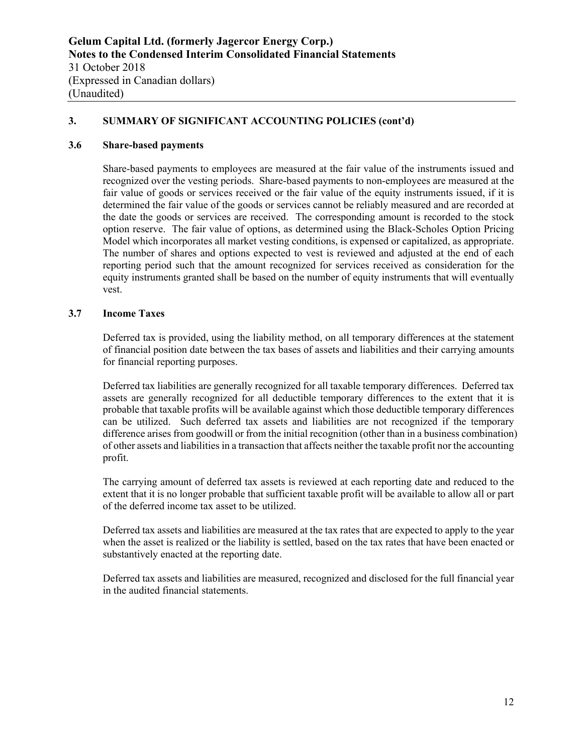## 3. SUMMARY OF SIGNIFICANT ACCOUNTING POLICIES (cont'd)

### 3.6 Share-based payments

Share-based payments to employees are measured at the fair value of the instruments issued and recognized over the vesting periods. Share-based payments to non-employees are measured at the fair value of goods or services received or the fair value of the equity instruments issued, if it is determined the fair value of the goods or services cannot be reliably measured and are recorded at the date the goods or services are received. The corresponding amount is recorded to the stock option reserve. The fair value of options, as determined using the Black-Scholes Option Pricing Model which incorporates all market vesting conditions, is expensed or capitalized, as appropriate. The number of shares and options expected to vest is reviewed and adjusted at the end of each reporting period such that the amount recognized for services received as consideration for the equity instruments granted shall be based on the number of equity instruments that will eventually vest.

### 3.7 Income Taxes

Deferred tax is provided, using the liability method, on all temporary differences at the statement of financial position date between the tax bases of assets and liabilities and their carrying amounts for financial reporting purposes.

Deferred tax liabilities are generally recognized for all taxable temporary differences. Deferred tax assets are generally recognized for all deductible temporary differences to the extent that it is probable that taxable profits will be available against which those deductible temporary differences can be utilized. Such deferred tax assets and liabilities are not recognized if the temporary difference arises from goodwill or from the initial recognition (other than in a business combination) of other assets and liabilities in a transaction that affects neither the taxable profit nor the accounting profit.

The carrying amount of deferred tax assets is reviewed at each reporting date and reduced to the extent that it is no longer probable that sufficient taxable profit will be available to allow all or part of the deferred income tax asset to be utilized.

Deferred tax assets and liabilities are measured at the tax rates that are expected to apply to the year when the asset is realized or the liability is settled, based on the tax rates that have been enacted or substantively enacted at the reporting date.

Deferred tax assets and liabilities are measured, recognized and disclosed for the full financial year in the audited financial statements.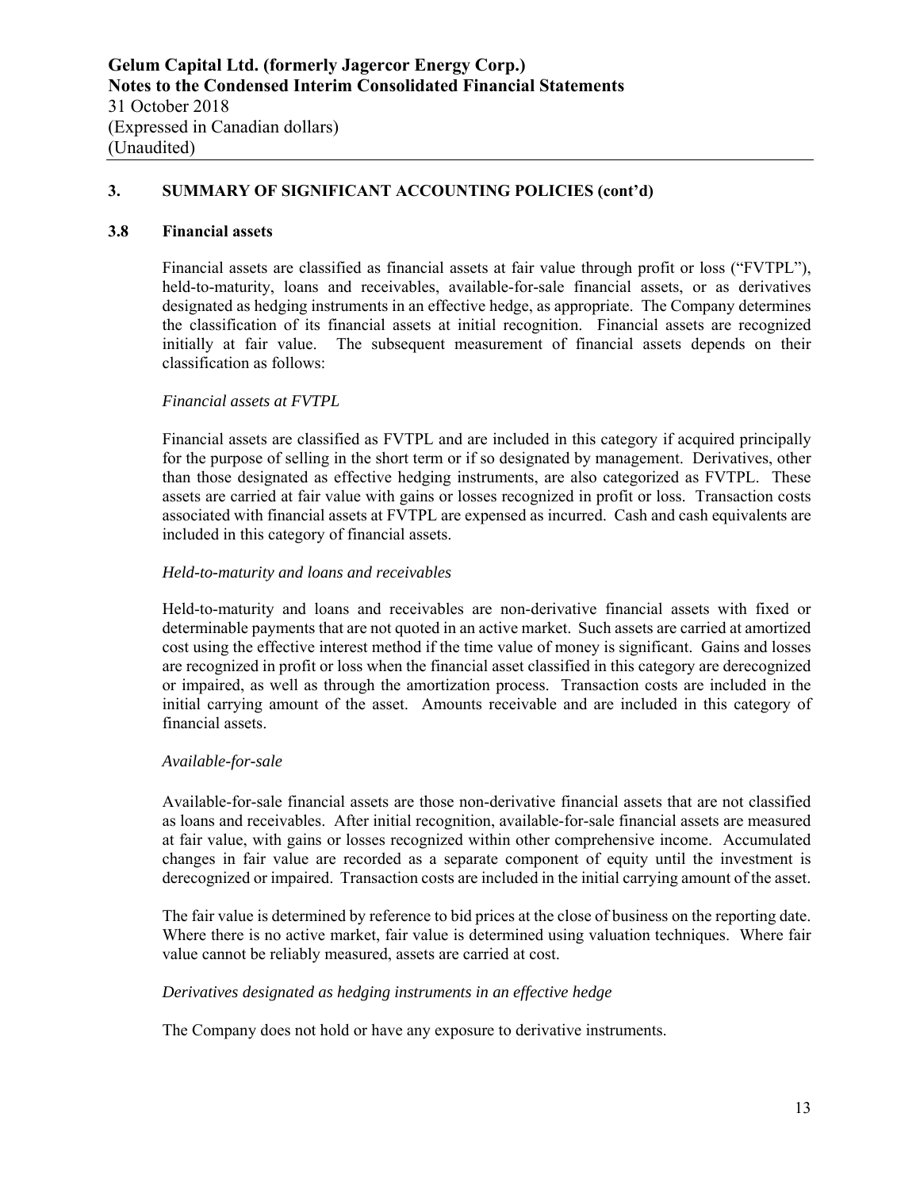## 3. SUMMARY OF SIGNIFICANT ACCOUNTING POLICIES (cont'd)

### 3.8 Financial assets

Financial assets are classified as financial assets at fair value through profit or loss ("FVTPL"), held-to-maturity, loans and receivables, available-for-sale financial assets, or as derivatives designated as hedging instruments in an effective hedge, as appropriate. The Company determines the classification of its financial assets at initial recognition. Financial assets are recognized initially at fair value. The subsequent measurement of financial assets depends on their classification as follows:

*Financial assets at FVTPL*

Financial assets are classified as FVTPL and are included in this category if acquired principally for the purpose of selling in the short term or if so designated by management. Derivatives, other than those designated as effective hedging instruments, are also categorized as FVTPL. These assets are carried at fair value with gains or losses recognized in profit or loss. Transaction costs associated with financial assets at FVTPL are expensed as incurred. Cash and cash equivalents are included in this category of financial assets.

*Held-to-maturity and loans and receivables*

Held-to-maturity and loans and receivables are non-derivative financial assets with fixed or determinable payments that are not quoted in an active market. Such assets are carried at amortized cost using the effective interest method if the time value of money is significant. Gains and losses are recognized in profit or loss when the financial asset classified in this category are derecognized or impaired, as well as through the amortization process. Transaction costs are included in the initial carrying amount of the asset. Amounts receivable and are included in this category of financial assets.

*Available-for-sale*

Available-for-sale financial assets are those non-derivative financial assets that are not classified as loans and receivables. After initial recognition, available-for-sale financial assets are measured at fair value, with gains or losses recognized within other comprehensive income. Accumulated changes in fair value are recorded as a separate component of equity until the investment is derecognized or impaired. Transaction costs are included in the initial carrying amount of the asset.

The fair value is determined by reference to bid prices at the close of business on the reporting date. Where there is no active market, fair value is determined using valuation techniques. Where fair value cannot be reliably measured, assets are carried at cost.

*Derivatives designated as hedging instruments in an effective hedge*

The Company does not hold or have any exposure to derivative instruments.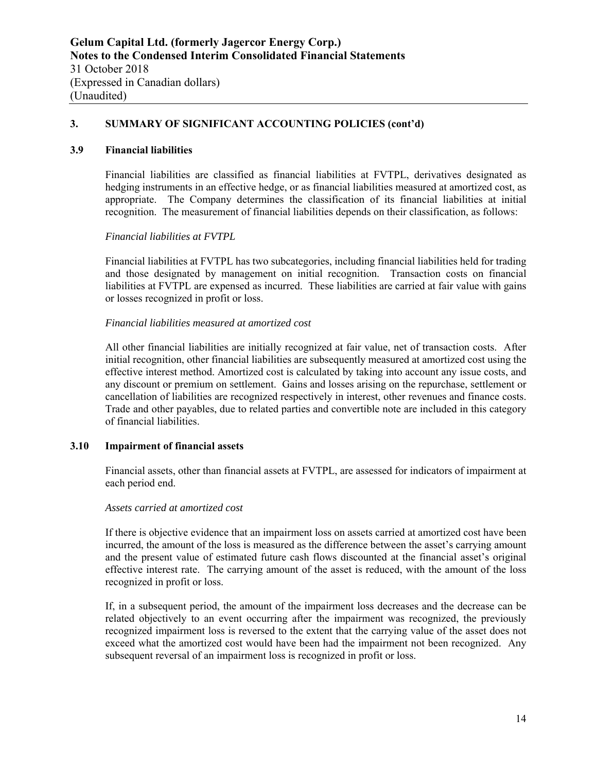## 3. SUMMARY OF SIGNIFICANT ACCOUNTING POLICIES (cont'd)

### 3.9 Financial liabilities

Financial liabilities are classified as financial liabilities at FVTPL, derivatives designated as hedging instruments in an effective hedge, or as financial liabilities measured at amortized cost, as appropriate. The Company determines the classification of its financial liabilities at initial recognition. The measurement of financial liabilities depends on their classification, as follows:

*Financial liabilities at FVTPL*

Financial liabilities at FVTPL has two subcategories, including financial liabilities held for trading and those designated by management on initial recognition. Transaction costs on financial liabilities at FVTPL are expensed as incurred. These liabilities are carried at fair value with gains or losses recognized in profit or loss.

*Financial liabilities measured at amortized cost*

All other financial liabilities are initially recognized at fair value, net of transaction costs. After initial recognition, other financial liabilities are subsequently measured at amortized cost using the effective interest method. Amortized cost is calculated by taking into account any issue costs, and any discount or premium on settlement. Gains and losses arising on the repurchase, settlement or cancellation of liabilities are recognized respectively in interest, other revenues and finance costs. Trade and other payables, due to related parties and convertible note are included in this category of financial liabilities.

### 3.10 Impairment of financial assets

Financial assets, other than financial assets at FVTPL, are assessed for indicators of impairment at each period end.

*Assets carried at amortized cost*

If there is objective evidence that an impairment loss on assets carried at amortized cost have been incurred, the amount of the loss is measured as the difference between the asset's carrying amount and the present value of estimated future cash flows discounted at the financial asset's original effective interest rate. The carrying amount of the asset is reduced, with the amount of the loss recognized in profit or loss.

If, in a subsequent period, the amount of the impairment loss decreases and the decrease can be related objectively to an event occurring after the impairment was recognized, the previously recognized impairment loss is reversed to the extent that the carrying value of the asset does not exceed what the amortized cost would have been had the impairment not been recognized. Any subsequent reversal of an impairment loss is recognized in profit or loss.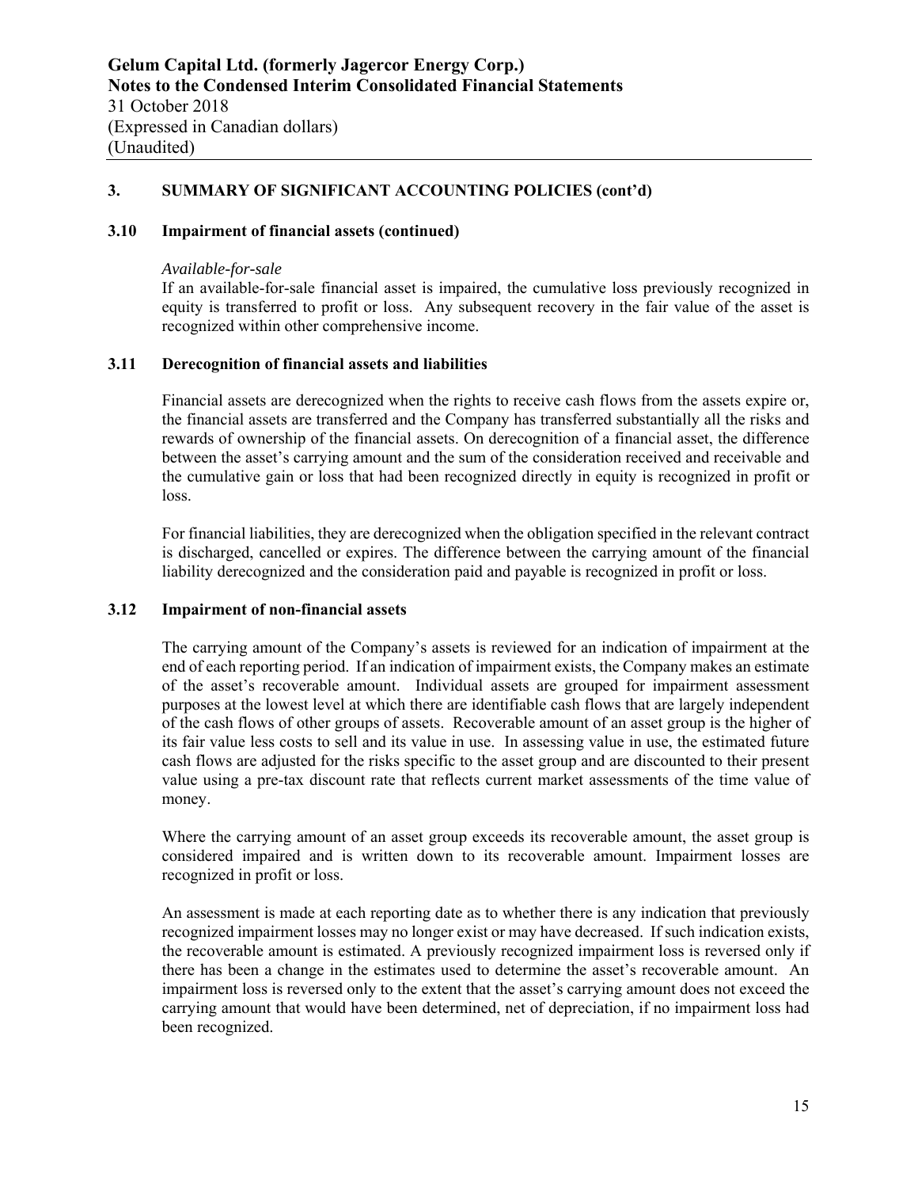## 3. SUMMARY OF SIGNIFICANT ACCOUNTING POLICIES (cont'd)

### 3.10 Impairment of financial assets (continued)

*Available-for-sale*

If an available-for-sale financial asset is impaired, the cumulative loss previously recognized in equity is transferred to profit or loss. Any subsequent recovery in the fair value of the asset is recognized within other comprehensive income.

### 3.11 Derecognition of financial assets and liabilities

Financial assets are derecognized when the rights to receive cash flows from the assets expire or, the financial assets are transferred and the Company has transferred substantially all the risks and rewards of ownership of the financial assets. On derecognition of a financial asset, the difference between the asset's carrying amount and the sum of the consideration received and receivable and the cumulative gain or loss that had been recognized directly in equity is recognized in profit or loss.

For financial liabilities, they are derecognized when the obligation specified in the relevant contract is discharged, cancelled or expires. The difference between the carrying amount of the financial liability derecognized and the consideration paid and payable is recognized in profit or loss.

### 3.12 Impairment of non-financial assets

The carrying amount of the Company's assets is reviewed for an indication of impairment at the end of each reporting period. If an indication of impairment exists, the Company makes an estimate of the asset's recoverable amount. Individual assets are grouped for impairment assessment purposes at the lowest level at which there are identifiable cash flows that are largely independent of the cash flows of other groups of assets. Recoverable amount of an asset group is the higher of its fair value less costs to sell and its value in use. In assessing value in use, the estimated future cash flows are adjusted for the risks specific to the asset group and are discounted to their present value using a pre-tax discount rate that reflects current market assessments of the time value of money.

Where the carrying amount of an asset group exceeds its recoverable amount, the asset group is considered impaired and is written down to its recoverable amount. Impairment losses are recognized in profit or loss.

An assessment is made at each reporting date as to whether there is any indication that previously recognized impairment losses may no longer exist or may have decreased. If such indication exists, the recoverable amount is estimated. A previously recognized impairment loss is reversed only if there has been a change in the estimates used to determine the asset's recoverable amount. An impairment loss is reversed only to the extent that the asset's carrying amount does not exceed the carrying amount that would have been determined, net of depreciation, if no impairment loss had been recognized.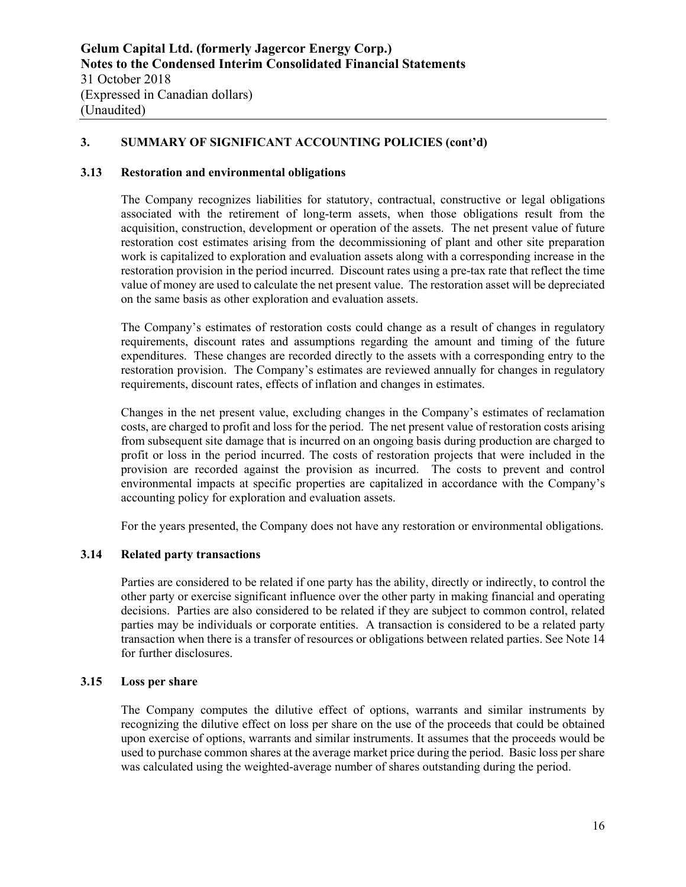## 3. SUMMARY OF SIGNIFICANT ACCOUNTING POLICIES (cont'd)

### 3.13 Restoration and environmental obligations

The Company recognizes liabilities for statutory, contractual, constructive or legal obligations associated with the retirement of long-term assets, when those obligations result from the acquisition, construction, development or operation of the assets. The net present value of future restoration cost estimates arising from the decommissioning of plant and other site preparation work is capitalized to exploration and evaluation assets along with a corresponding increase in the restoration provision in the period incurred. Discount rates using a pre-tax rate that reflect the time value of money are used to calculate the net present value. The restoration asset will be depreciated on the same basis as other exploration and evaluation assets.

The Company's estimates of restoration costs could change as a result of changes in regulatory requirements, discount rates and assumptions regarding the amount and timing of the future expenditures. These changes are recorded directly to the assets with a corresponding entry to the restoration provision. The Company's estimates are reviewed annually for changes in regulatory requirements, discount rates, effects of inflation and changes in estimates.

Changes in the net present value, excluding changes in the Company's estimates of reclamation costs, are charged to profit and loss for the period. The net present value of restoration costs arising from subsequent site damage that is incurred on an ongoing basis during production are charged to profit or loss in the period incurred. The costs of restoration projects that were included in the provision are recorded against the provision as incurred. The costs to prevent and control environmental impacts at specific properties are capitalized in accordance with the Company's accounting policy for exploration and evaluation assets.

For the years presented, the Company does not have any restoration or environmental obligations.

### 3.14 Related party transactions

Parties are considered to be related if one party has the ability, directly or indirectly, to control the other party or exercise significant influence over the other party in making financial and operating decisions. Parties are also considered to be related if they are subject to common control, related parties may be individuals or corporate entities. A transaction is considered to be a related party transaction when there is a transfer of resources or obligations between related parties. See Note 14 for further disclosures.

### 3.15 Loss per share

The Company computes the dilutive effect of options, warrants and similar instruments by recognizing the dilutive effect on loss per share on the use of the proceeds that could be obtained upon exercise of options, warrants and similar instruments. It assumes that the proceeds would be used to purchase common shares at the average market price during the period. Basic loss per share was calculated using the weighted-average number of shares outstanding during the period.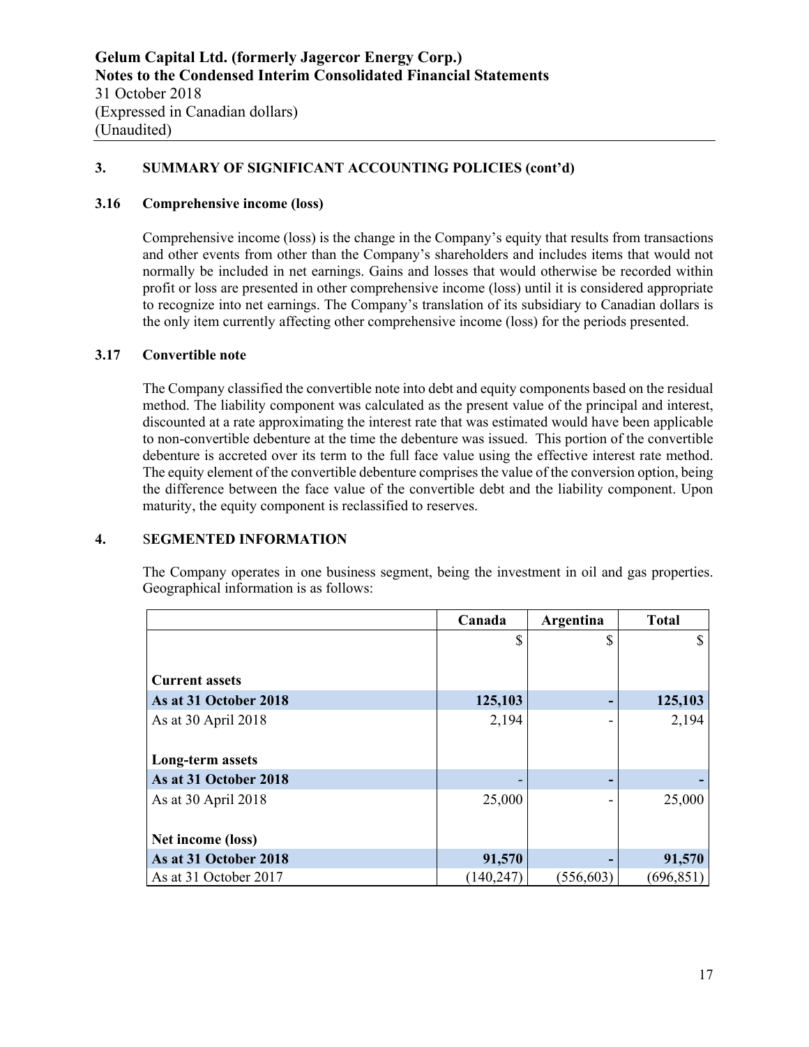## 3. SUMMARY OF SIGNIFICANT ACCOUNTING POLICIES (cont'd)

### 3.16 Comprehensive income (loss)

Comprehensive income (loss) is the change in the Company's equity that results from transactions and other events from other than the Company's shareholders and includes items that would not normally be included in net earnings. Gains and losses that would otherwise be recorded within profit or loss are presented in other comprehensive income (loss) until it is considered appropriate to recognize into net earnings. The Company's translation of its subsidiary to Canadian dollars is the only item currently affecting other comprehensive income (loss) for the periods presented.

### 3.17 Convertible note

The Company classified the convertible note into debt and equity components based on the residual method. The liability component was calculated as the present value of the principal and interest, discounted at a rate approximating the interest rate that was estimated would have been applicable to non-convertible debenture at the time the debenture was issued. This portion of the convertible debenture is accreted over its term to the full face value using the effective interest rate method. The equity element of the convertible debenture comprises the value of the conversion option, being the difference between the face value of the convertible debt and the liability component. Upon maturity, the equity component is reclassified to reserves.

## 4. SEGMENTED INFORMATION

The Company operates in one business segment, being the investment in oil and gas properties. Geographical information is as follows:

| | Canada | Argentina | Total |
|---|---|---|---|
| | $ | $ | $ |
| **Current assets** | | | |
| **As at 31 October 2018** | **125,103** | **-** | **125,103** |
| As at 30 April 2018 | 2,194 | - | 2,194 |
| **Long-term assets** | | | |
| **As at 31 October 2018** | **-** | **-** | **-** |
| As at 30 April 2018 | 25,000 | - | 25,000 |
| **Net income (loss)** | | | |
| **As at 31 October 2018** | **91,570** | **-** | **91,570** |
| As at 31 October 2017 | (140,247) | (556,603) | (696,851) |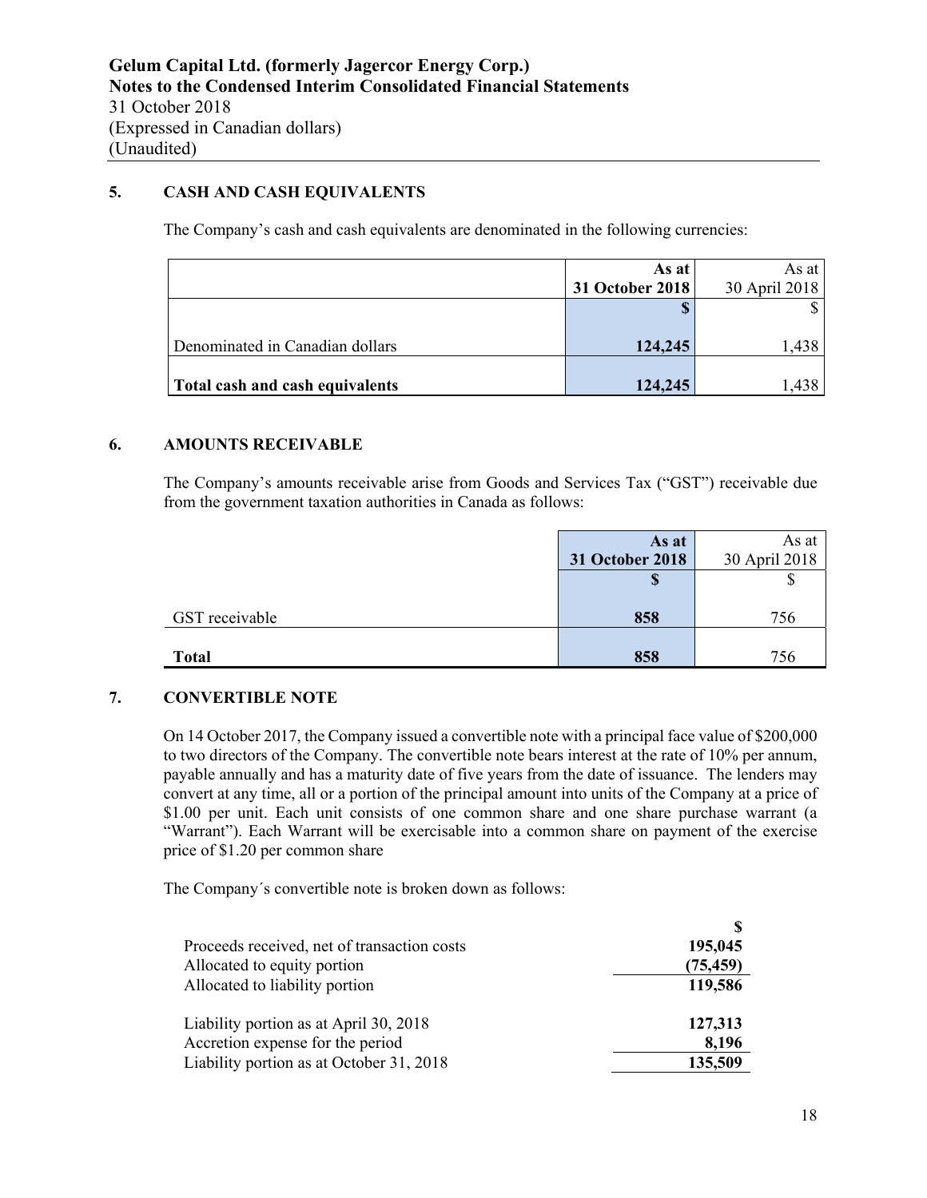Gelum Capital Ltd. (formerly Jagercor Energy Corp.)
Notes to the Condensed Interim Consolidated Financial Statements
31 October 2018
(Expressed in Canadian dollars)
(Unaudited)

## 5. CASH AND CASH EQUIVALENTS

The Company's cash and cash equivalents are denominated in the following currencies:

| | **As at 31 October 2018** | As at 30 April 2018 |
|---|---|---|
| | **$** | $ |
| Denominated in Canadian dollars | **124,245** | 1,438 |
| **Total cash and cash equivalents** | **124,245** | 1,438 |

## 6. AMOUNTS RECEIVABLE

The Company's amounts receivable arise from Goods and Services Tax ("GST") receivable due from the government taxation authorities in Canada as follows:

| | **As at 31 October 2018** | As at 30 April 2018 |
|---|---|---|
| | **$** | $ |
| GST receivable | **858** | 756 |
| **Total** | **858** | 756 |

## 7. CONVERTIBLE NOTE

On 14 October 2017, the Company issued a convertible note with a principal face value of $200,000 to two directors of the Company. The convertible note bears interest at the rate of 10% per annum, payable annually and has a maturity date of five years from the date of issuance. The lenders may convert at any time, all or a portion of the principal amount into units of the Company at a price of $1.00 per unit. Each unit consists of one common share and one share purchase warrant (a "Warrant"). Each Warrant will be exercisable into a common share on payment of the exercise price of $1.20 per common share

The Company´s convertible note is broken down as follows:

| | **$** |
|---|---|
| Proceeds received, net of transaction costs | **195,045** |
| Allocated to equity portion | **(75,459)** |
| Allocated to liability portion | **119,586** |
| | |
| Liability portion as at April 30, 2018 | **127,313** |
| Accretion expense for the period | **8,196** |
| Liability portion as at October 31, 2018 | **135,509** |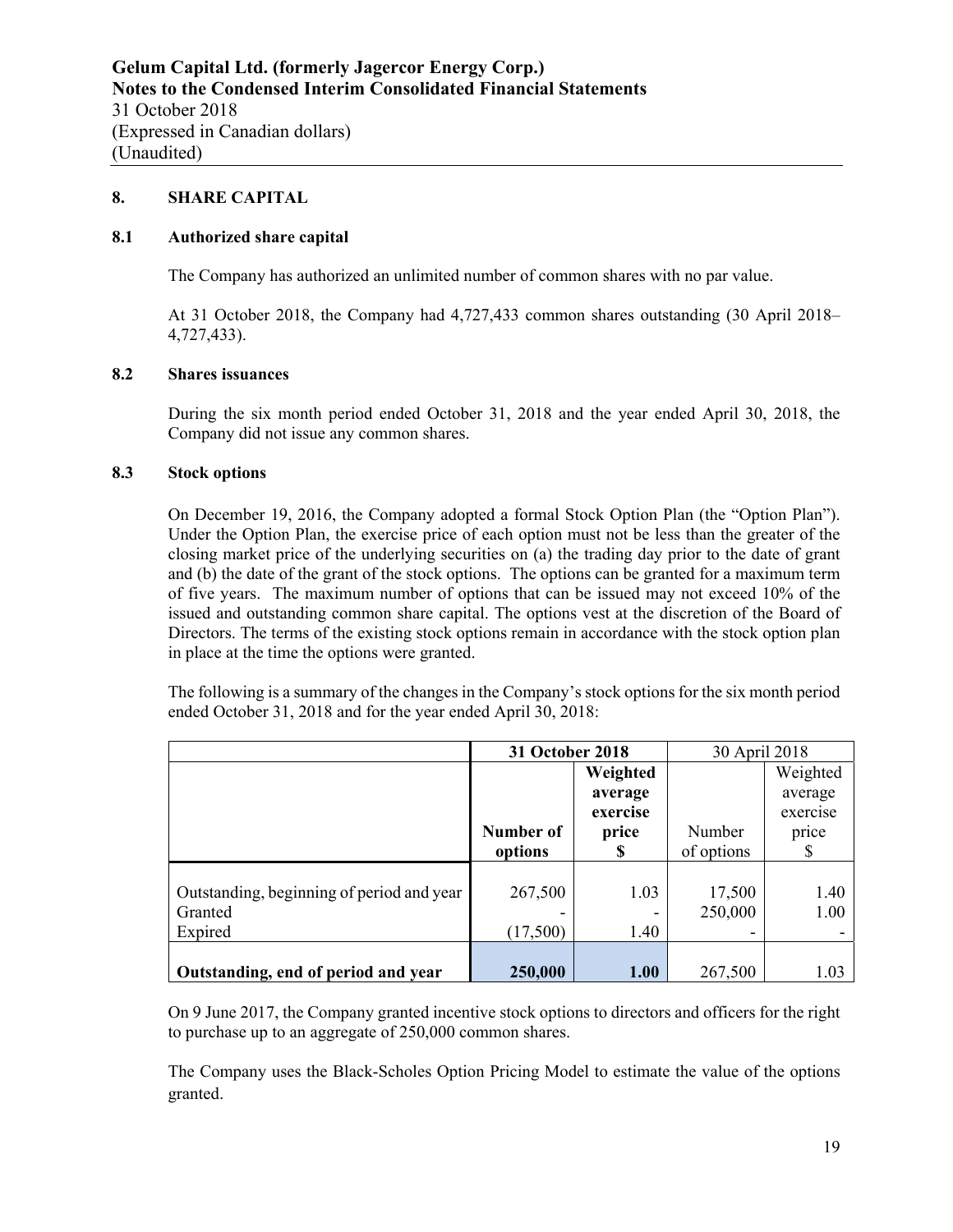## 8. SHARE CAPITAL

### 8.1 Authorized share capital

The Company has authorized an unlimited number of common shares with no par value.

At 31 October 2018, the Company had 4,727,433 common shares outstanding (30 April 2018– 4,727,433).

### 8.2 Shares issuances

During the six month period ended October 31, 2018 and the year ended April 30, 2018, the Company did not issue any common shares.

### 8.3 Stock options

On December 19, 2016, the Company adopted a formal Stock Option Plan (the "Option Plan"). Under the Option Plan, the exercise price of each option must not be less than the greater of the closing market price of the underlying securities on (a) the trading day prior to the date of grant and (b) the date of the grant of the stock options. The options can be granted for a maximum term of five years. The maximum number of options that can be issued may not exceed 10% of the issued and outstanding common share capital. The options vest at the discretion of the Board of Directors. The terms of the existing stock options remain in accordance with the stock option plan in place at the time the options were granted.

The following is a summary of the changes in the Company's stock options for the six month period ended October 31, 2018 and for the year ended April 30, 2018:

| | **31 October 2018** | | 30 April 2018 | |
|---|---|---|---|---|
| | **Number of options** | **Weighted average exercise price $** | Number of options | Weighted average exercise price $ |
| Outstanding, beginning of period and year | 267,500 | 1.03 | 17,500 | 1.40 |
| Granted | - | - | 250,000 | 1.00 |
| Expired | (17,500) | 1.40 | - | - |
| **Outstanding, end of period and year** | **250,000** | **1.00** | 267,500 | 1.03 |

On 9 June 2017, the Company granted incentive stock options to directors and officers for the right to purchase up to an aggregate of 250,000 common shares.

The Company uses the Black-Scholes Option Pricing Model to estimate the value of the options granted.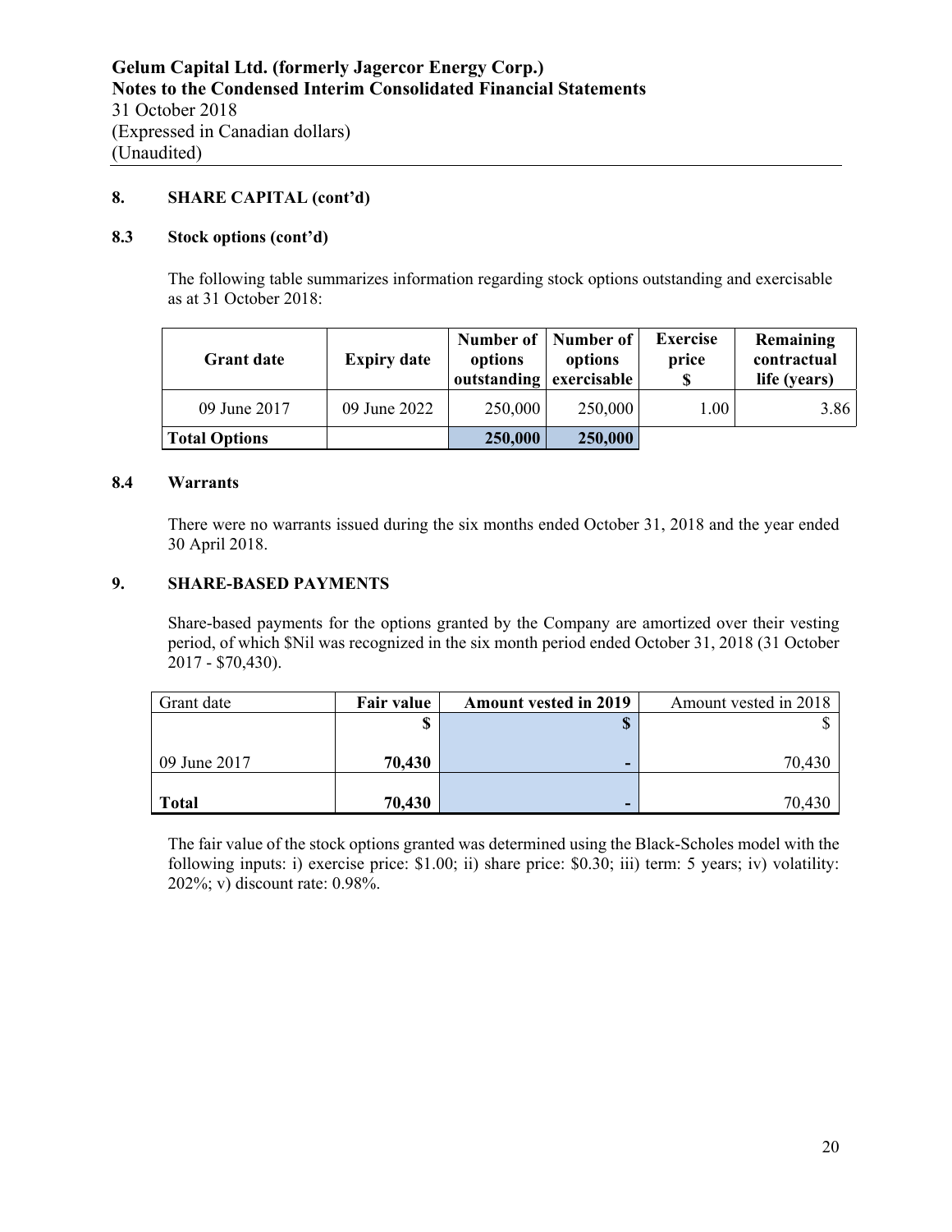Gelum Capital Ltd. (formerly Jagercor Energy Corp.)
Notes to the Condensed Interim Consolidated Financial Statements
31 October 2018
(Expressed in Canadian dollars)
(Unaudited)

## 8. SHARE CAPITAL (cont'd)

### 8.3 Stock options (cont'd)

The following table summarizes information regarding stock options outstanding and exercisable as at 31 October 2018:

| Grant date | Expiry date | Number of options outstanding | Number of options exercisable | Exercise price $ | Remaining contractual life (years) |
|---|---|---|---|---|---|
| 09 June 2017 | 09 June 2022 | 250,000 | 250,000 | 1.00 | 3.86 |
| **Total Options** | | **250,000** | **250,000** | | |

### 8.4 Warrants

There were no warrants issued during the six months ended October 31, 2018 and the year ended 30 April 2018.

## 9. SHARE-BASED PAYMENTS

Share-based payments for the options granted by the Company are amortized over their vesting period, of which $Nil was recognized in the six month period ended October 31, 2018 (31 October 2017 - $70,430).

| Grant date | Fair value | Amount vested in 2019 | Amount vested in 2018 |
|---|---|---|---|
| | **$** | **$** | $ |
| 09 June 2017 | **70,430** | **-** | 70,430 |
| **Total** | **70,430** | **-** | 70,430 |

The fair value of the stock options granted was determined using the Black-Scholes model with the following inputs: i) exercise price: $1.00; ii) share price: $0.30; iii) term: 5 years; iv) volatility: 202%; v) discount rate: 0.98%.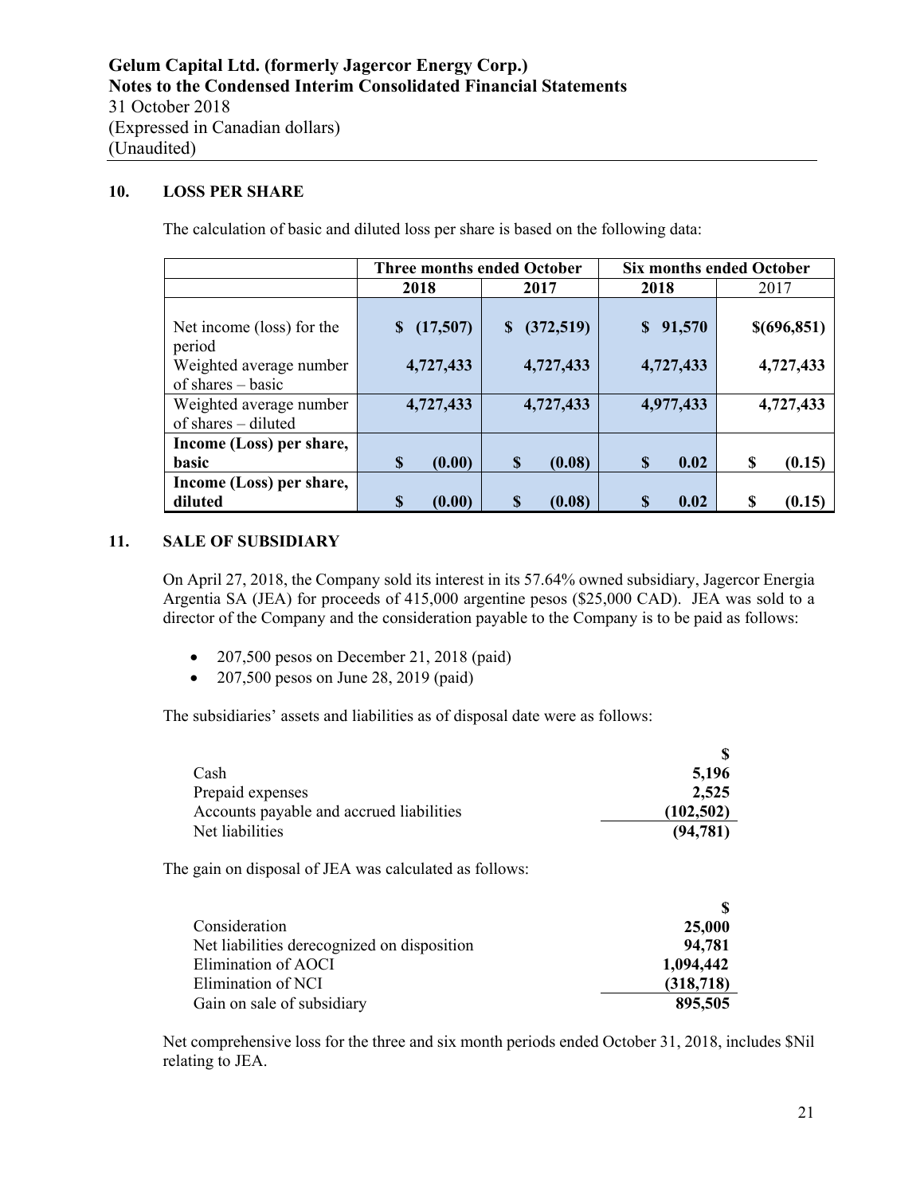## 10. LOSS PER SHARE

The calculation of basic and diluted loss per share is based on the following data:

| | Three months ended October | | Six months ended October | |
|---|---|---|---|---|
| | 2018 | 2017 | 2018 | 2017 |
| Net income (loss) for the period | $ (17,507) | $ (372,519) | $ 91,570 | $(696,851) |
| Weighted average number of shares – basic | 4,727,433 | 4,727,433 | 4,727,433 | 4,727,433 |
| Weighted average number of shares – diluted | 4,727,433 | 4,727,433 | 4,977,433 | 4,727,433 |
| **Income (Loss) per share, basic** | **$ (0.00)** | **$ (0.08)** | **$ 0.02** | **$ (0.15)** |
| **Income (Loss) per share, diluted** | **$ (0.00)** | **$ (0.08)** | **$ 0.02** | **$ (0.15)** |

## 11. SALE OF SUBSIDIARY

On April 27, 2018, the Company sold its interest in its 57.64% owned subsidiary, Jagercor Energia Argentia SA (JEA) for proceeds of 415,000 argentine pesos ($25,000 CAD). JEA was sold to a director of the Company and the consideration payable to the Company is to be paid as follows:

- 207,500 pesos on December 21, 2018 (paid)
- 207,500 pesos on June 28, 2019 (paid)

The subsidiaries' assets and liabilities as of disposal date were as follows:

| | $ |
|---|---|
| Cash | **5,196** |
| Prepaid expenses | **2,525** |
| Accounts payable and accrued liabilities | **(102,502)** |
| Net liabilities | **(94,781)** |

The gain on disposal of JEA was calculated as follows:

| | $ |
|---|---|
| Consideration | **25,000** |
| Net liabilities derecognized on disposition | **94,781** |
| Elimination of AOCI | **1,094,442** |
| Elimination of NCI | **(318,718)** |
| Gain on sale of subsidiary | **895,505** |

Net comprehensive loss for the three and six month periods ended October 31, 2018, includes $Nil relating to JEA.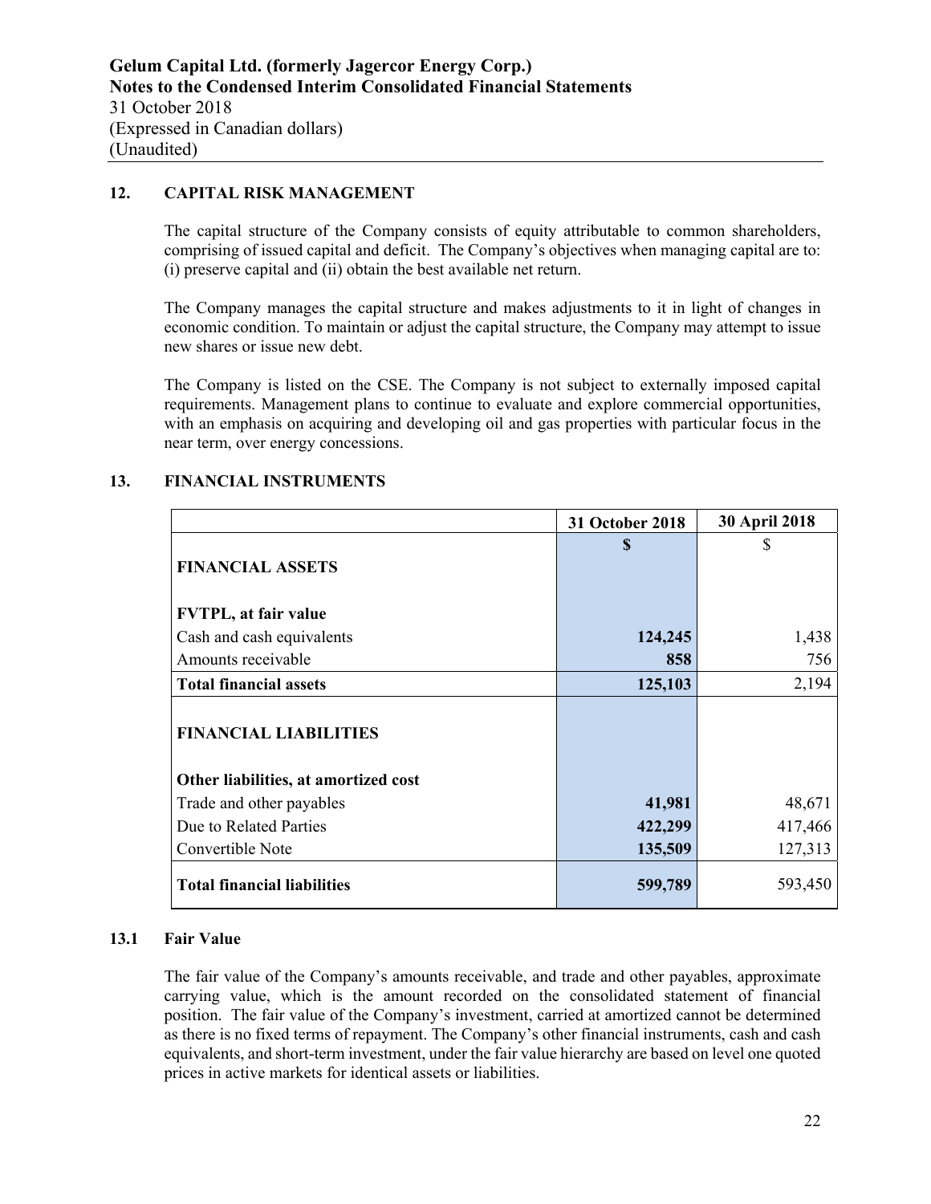## 12. CAPITAL RISK MANAGEMENT

The capital structure of the Company consists of equity attributable to common shareholders, comprising of issued capital and deficit. The Company's objectives when managing capital are to: (i) preserve capital and (ii) obtain the best available net return.

The Company manages the capital structure and makes adjustments to it in light of changes in economic condition. To maintain or adjust the capital structure, the Company may attempt to issue new shares or issue new debt.

The Company is listed on the CSE. The Company is not subject to externally imposed capital requirements. Management plans to continue to evaluate and explore commercial opportunities, with an emphasis on acquiring and developing oil and gas properties with particular focus in the near term, over energy concessions.

## 13. FINANCIAL INSTRUMENTS

| | 31 October 2018 | 30 April 2018 |
|---|---|---|
| **FINANCIAL ASSETS** | **$** | $ |
| **FVTPL, at fair value** | | |
| Cash and cash equivalents | **124,245** | 1,438 |
| Amounts receivable | **858** | 756 |
| **Total financial assets** | **125,103** | 2,194 |
| **FINANCIAL LIABILITIES** | | |
| **Other liabilities, at amortized cost** | | |
| Trade and other payables | **41,981** | 48,671 |
| Due to Related Parties | **422,299** | 417,466 |
| Convertible Note | **135,509** | 127,313 |
| **Total financial liabilities** | **599,789** | 593,450 |

### 13.1 Fair Value

The fair value of the Company's amounts receivable, and trade and other payables, approximate carrying value, which is the amount recorded on the consolidated statement of financial position. The fair value of the Company's investment, carried at amortized cannot be determined as there is no fixed terms of repayment. The Company's other financial instruments, cash and cash equivalents, and short-term investment, under the fair value hierarchy are based on level one quoted prices in active markets for identical assets or liabilities.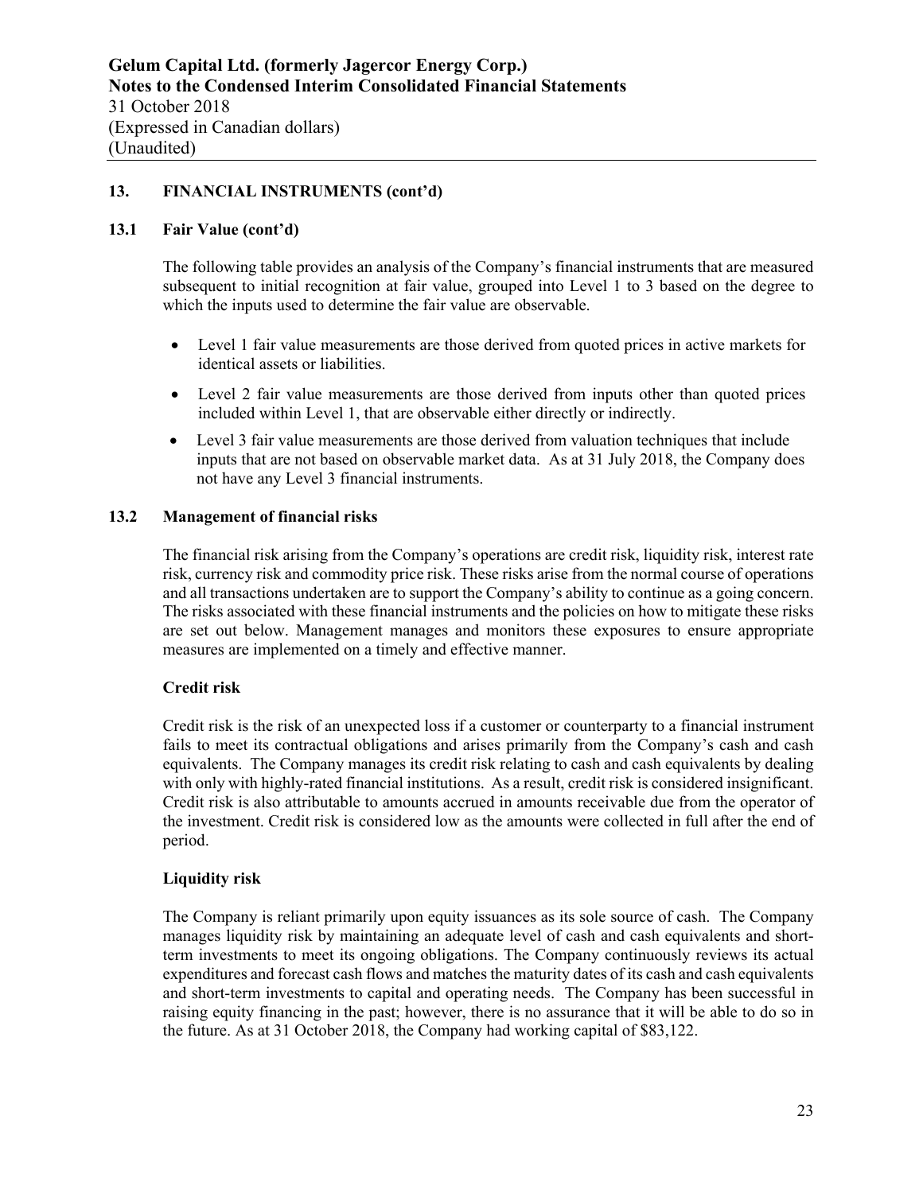## 13. FINANCIAL INSTRUMENTS (cont'd)

### 13.1 Fair Value (cont'd)

The following table provides an analysis of the Company's financial instruments that are measured subsequent to initial recognition at fair value, grouped into Level 1 to 3 based on the degree to which the inputs used to determine the fair value are observable.

- Level 1 fair value measurements are those derived from quoted prices in active markets for identical assets or liabilities.
- Level 2 fair value measurements are those derived from inputs other than quoted prices included within Level 1, that are observable either directly or indirectly.
- Level 3 fair value measurements are those derived from valuation techniques that include inputs that are not based on observable market data. As at 31 July 2018, the Company does not have any Level 3 financial instruments.

### 13.2 Management of financial risks

The financial risk arising from the Company's operations are credit risk, liquidity risk, interest rate risk, currency risk and commodity price risk. These risks arise from the normal course of operations and all transactions undertaken are to support the Company's ability to continue as a going concern. The risks associated with these financial instruments and the policies on how to mitigate these risks are set out below. Management manages and monitors these exposures to ensure appropriate measures are implemented on a timely and effective manner.

**Credit risk**

Credit risk is the risk of an unexpected loss if a customer or counterparty to a financial instrument fails to meet its contractual obligations and arises primarily from the Company's cash and cash equivalents. The Company manages its credit risk relating to cash and cash equivalents by dealing with only with highly-rated financial institutions. As a result, credit risk is considered insignificant. Credit risk is also attributable to amounts accrued in amounts receivable due from the operator of the investment. Credit risk is considered low as the amounts were collected in full after the end of period.

**Liquidity risk**

The Company is reliant primarily upon equity issuances as its sole source of cash. The Company manages liquidity risk by maintaining an adequate level of cash and cash equivalents and short-term investments to meet its ongoing obligations. The Company continuously reviews its actual expenditures and forecast cash flows and matches the maturity dates of its cash and cash equivalents and short-term investments to capital and operating needs. The Company has been successful in raising equity financing in the past; however, there is no assurance that it will be able to do so in the future. As at 31 October 2018, the Company had working capital of $83,122.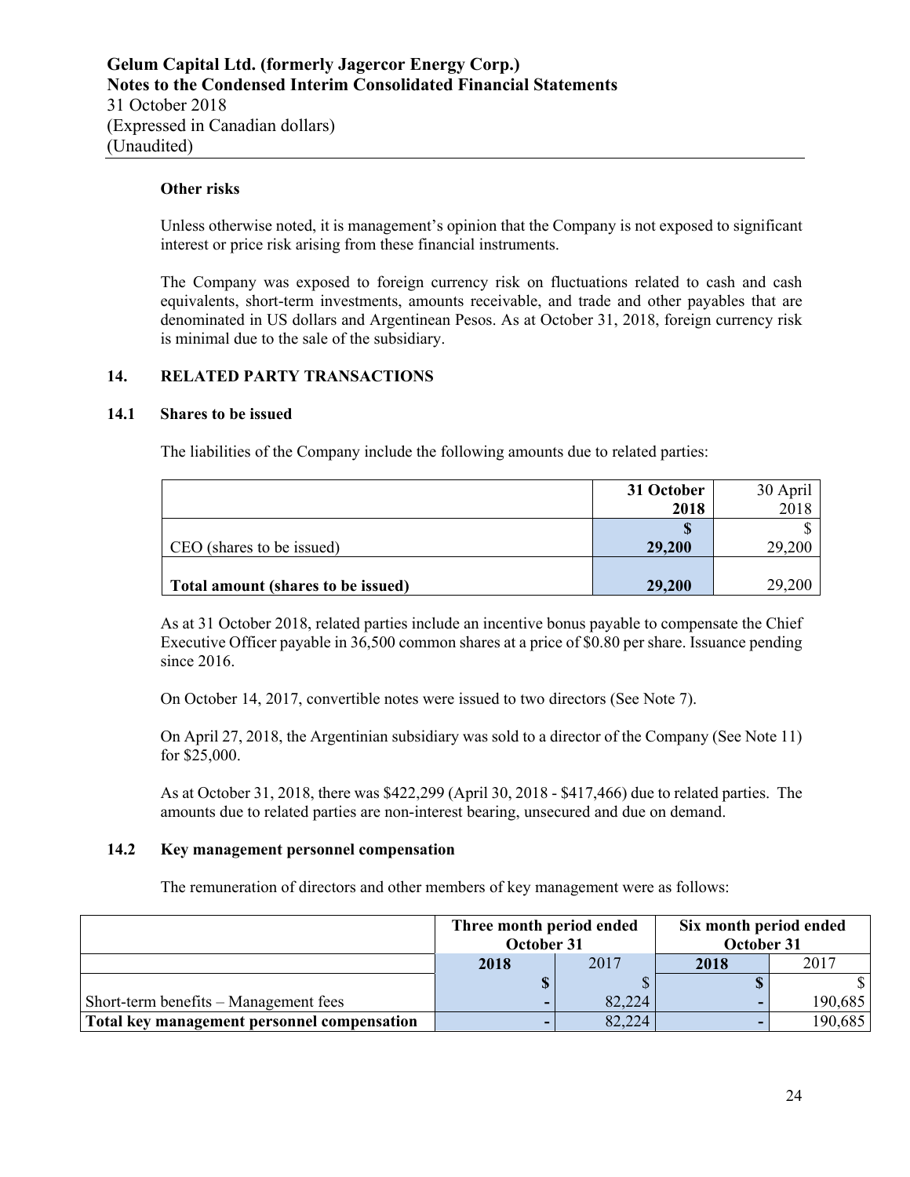**Other risks**

Unless otherwise noted, it is management's opinion that the Company is not exposed to significant interest or price risk arising from these financial instruments.

The Company was exposed to foreign currency risk on fluctuations related to cash and cash equivalents, short-term investments, amounts receivable, and trade and other payables that are denominated in US dollars and Argentinean Pesos. As at October 31, 2018, foreign currency risk is minimal due to the sale of the subsidiary.

## 14. RELATED PARTY TRANSACTIONS

### 14.1 Shares to be issued

The liabilities of the Company include the following amounts due to related parties:

| | **31 October 2018** | 30 April 2018 |
|---|---|---|
| | **$** | $ |
| CEO (shares to be issued) | **29,200** | 29,200 |
| **Total amount (shares to be issued)** | **29,200** | 29,200 |

As at 31 October 2018, related parties include an incentive bonus payable to compensate the Chief Executive Officer payable in 36,500 common shares at a price of $0.80 per share. Issuance pending since 2016.

On October 14, 2017, convertible notes were issued to two directors (See Note 7).

On April 27, 2018, the Argentinian subsidiary was sold to a director of the Company (See Note 11) for $25,000.

As at October 31, 2018, there was $422,299 (April 30, 2018 - $417,466) due to related parties. The amounts due to related parties are non-interest bearing, unsecured and due on demand.

### 14.2 Key management personnel compensation

The remuneration of directors and other members of key management were as follows:

| | **Three month period ended October 31** | | **Six month period ended October 31** | |
|---|---|---|---|---|
| | **2018** | 2017 | **2018** | 2017 |
| | **$** | $ | **$** | $ |
| Short-term benefits – Management fees | **-** | 82,224 | **-** | 190,685 |
| **Total key management personnel compensation** | **-** | 82,224 | **-** | 190,685 |